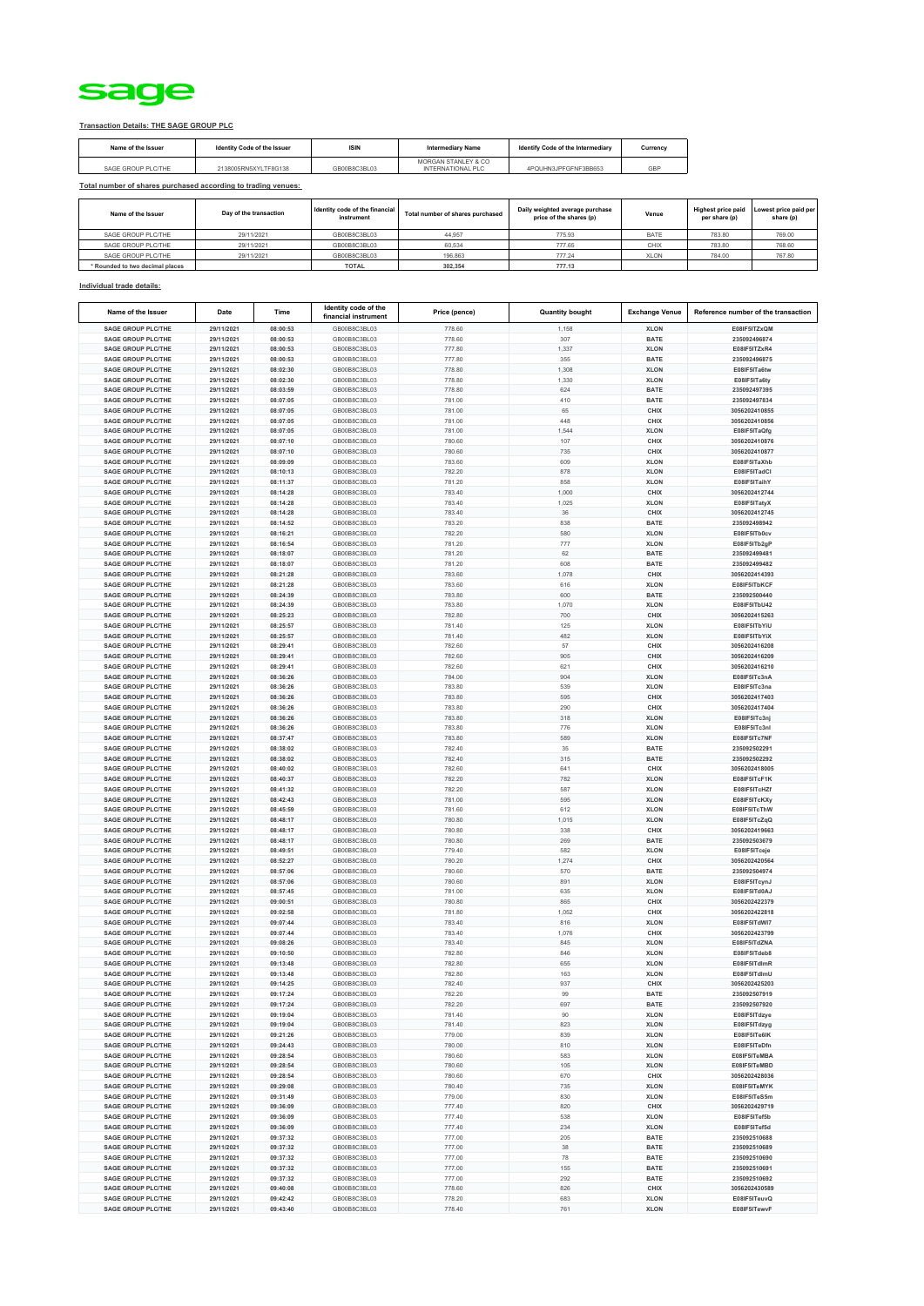sage

**Transaction Details: THE SAGE GROUP PLC**

| Name of the Issuer | Identity Code of the Issuer | ISIN | Intermediary Name | Identify Code of the Intermediary | Currency |
|---|---|---|---|---|---|
| SAGE GROUP PLC/THE | 2138005RN5XYLTF8G138 | GB00B8C3BL03 | MORGAN STANLEY & CO INTERNATIONAL PLC | 4PQUHN3JPFGFNF3BB653 | GBP |

**Total number of shares purchased according to trading venues:**

| Name of the Issuer | Day of the transaction | Identity code of the financial instrument | Total number of shares purchased | Daily weighted average purchase price of the shares (p) | Venue | Highest price paid per share (p) | Lowest price paid per share (p) |
|---|---|---|---|---|---|---|---|
| SAGE GROUP PLC/THE | 29/11/2021 | GB00B8C3BL03 | 44,957 | 775.93 | BATE | 783.80 | 769.00 |
| SAGE GROUP PLC/THE | 29/11/2021 | GB00B8C3BL03 | 60,534 | 777.65 | CHIX | 783.80 | 768.60 |
| SAGE GROUP PLC/THE | 29/11/2021 | GB00B8C3BL03 | 196,863 | 777.24 | XLON | 784.00 | 767.80 |
| * Rounded to two decimal places | | TOTAL | 302,354 | 777.13 | | | |

**Individual trade details:**

| Name of the Issuer | Date | Time | Identity code of the financial instrument | Price (pence) | Quantity bought | Exchange Venue | Reference number of the transaction |
|---|---|---|---|---|---|---|---|
| SAGE GROUP PLC/THE | 29/11/2021 | 08:00:53 | GB00B8C3BL03 | 778.60 | 1,158 | XLON | E08IF5ITZxQM |
| SAGE GROUP PLC/THE | 29/11/2021 | 08:00:53 | GB00B8C3BL03 | 778.60 | 307 | BATE | 235092496874 |
| SAGE GROUP PLC/THE | 29/11/2021 | 08:00:53 | GB00B8C3BL03 | 777.80 | 1,337 | XLON | E08IF5ITZxR4 |
| SAGE GROUP PLC/THE | 29/11/2021 | 08:00:53 | GB00B8C3BL03 | 777.80 | 355 | BATE | 235092496875 |
| SAGE GROUP PLC/THE | 29/11/2021 | 08:02:30 | GB00B8C3BL03 | 778.80 | 1,308 | XLON | E08IF5ITa6tw |
| SAGE GROUP PLC/THE | 29/11/2021 | 08:02:30 | GB00B8C3BL03 | 778.80 | 1,330 | XLON | E08IF5ITa6ty |
| SAGE GROUP PLC/THE | 29/11/2021 | 08:03:59 | GB00B8C3BL03 | 778.80 | 624 | BATE | 235092497395 |
| SAGE GROUP PLC/THE | 29/11/2021 | 08:07:05 | GB00B8C3BL03 | 781.00 | 410 | BATE | 235092497834 |
| SAGE GROUP PLC/THE | 29/11/2021 | 08:07:05 | GB00B8C3BL03 | 781.00 | 65 | CHIX | 3056202410855 |
| SAGE GROUP PLC/THE | 29/11/2021 | 08:07:05 | GB00B8C3BL03 | 781.00 | 448 | CHIX | 3056202410856 |
| SAGE GROUP PLC/THE | 29/11/2021 | 08:07:05 | GB00B8C3BL03 | 781.00 | 1,544 | XLON | E08IF5ITaQfg |
| SAGE GROUP PLC/THE | 29/11/2021 | 08:07:10 | GB00B8C3BL03 | 780.60 | 107 | CHIX | 3056202410876 |
| SAGE GROUP PLC/THE | 29/11/2021 | 08:07:10 | GB00B8C3BL03 | 780.60 | 735 | CHIX | 3056202410877 |
| SAGE GROUP PLC/THE | 29/11/2021 | 08:09:09 | GB00B8C3BL03 | 783.60 | 609 | XLON | E08IF5ITaXhb |
| SAGE GROUP PLC/THE | 29/11/2021 | 08:10:13 | GB00B8C3BL03 | 782.20 | 878 | XLON | E08IF5ITadCl |
| SAGE GROUP PLC/THE | 29/11/2021 | 08:11:37 | GB00B8C3BL03 | 781.20 | 858 | XLON | E08IF5ITaihY |
| SAGE GROUP PLC/THE | 29/11/2021 | 08:14:28 | GB00B8C3BL03 | 783.40 | 1,000 | CHIX | 3056202412744 |
| SAGE GROUP PLC/THE | 29/11/2021 | 08:14:28 | GB00B8C3BL03 | 783.40 | 1,025 | XLON | E08IF5ITatyX |
| SAGE GROUP PLC/THE | 29/11/2021 | 08:14:28 | GB00B8C3BL03 | 783.40 | 36 | CHIX | 3056202412745 |
| SAGE GROUP PLC/THE | 29/11/2021 | 08:14:52 | GB00B8C3BL03 | 783.20 | 838 | BATE | 235092498942 |
| SAGE GROUP PLC/THE | 29/11/2021 | 08:16:21 | GB00B8C3BL03 | 782.20 | 580 | XLON | E08IF5ITb0cv |
| SAGE GROUP PLC/THE | 29/11/2021 | 08:16:54 | GB00B8C3BL03 | 781.20 | 777 | XLON | E08IF5ITb2gP |
| SAGE GROUP PLC/THE | 29/11/2021 | 08:18:07 | GB00B8C3BL03 | 781.20 | 62 | BATE | 235092499481 |
| SAGE GROUP PLC/THE | 29/11/2021 | 08:18:07 | GB00B8C3BL03 | 781.20 | 608 | BATE | 235092499482 |
| SAGE GROUP PLC/THE | 29/11/2021 | 08:21:28 | GB00B8C3BL03 | 783.60 | 1,078 | CHIX | 3056202414393 |
| SAGE GROUP PLC/THE | 29/11/2021 | 08:21:28 | GB00B8C3BL03 | 783.60 | 616 | XLON | E08IF5ITbKCF |
| SAGE GROUP PLC/THE | 29/11/2021 | 08:24:39 | GB00B8C3BL03 | 783.80 | 600 | BATE | 235092500440 |
| SAGE GROUP PLC/THE | 29/11/2021 | 08:24:39 | GB00B8C3BL03 | 783.80 | 1,070 | XLON | E08IF5ITbU42 |
| SAGE GROUP PLC/THE | 29/11/2021 | 08:25:23 | GB00B8C3BL03 | 782.80 | 700 | CHIX | 3056202415263 |
| SAGE GROUP PLC/THE | 29/11/2021 | 08:25:57 | GB00B8C3BL03 | 781.40 | 125 | XLON | E08IF5ITbYiU |
| SAGE GROUP PLC/THE | 29/11/2021 | 08:25:57 | GB00B8C3BL03 | 781.40 | 482 | XLON | E08IF5ITbYiX |
| SAGE GROUP PLC/THE | 29/11/2021 | 08:29:41 | GB00B8C3BL03 | 782.60 | 57 | CHIX | 3056202416208 |
| SAGE GROUP PLC/THE | 29/11/2021 | 08:29:41 | GB00B8C3BL03 | 782.60 | 905 | CHIX | 3056202416209 |
| SAGE GROUP PLC/THE | 29/11/2021 | 08:29:41 | GB00B8C3BL03 | 782.60 | 621 | CHIX | 3056202416210 |
| SAGE GROUP PLC/THE | 29/11/2021 | 08:36:26 | GB00B8C3BL03 | 784.00 | 904 | XLON | E08IF5ITc3nA |
| SAGE GROUP PLC/THE | 29/11/2021 | 08:36:26 | GB00B8C3BL03 | 783.80 | 539 | XLON | E08IF5ITc3na |
| SAGE GROUP PLC/THE | 29/11/2021 | 08:36:26 | GB00B8C3BL03 | 783.80 | 595 | CHIX | 3056202417403 |
| SAGE GROUP PLC/THE | 29/11/2021 | 08:36:26 | GB00B8C3BL03 | 783.80 | 290 | CHIX | 3056202417404 |
| SAGE GROUP PLC/THE | 29/11/2021 | 08:36:26 | GB00B8C3BL03 | 783.80 | 318 | XLON | E08IF5ITc3nj |
| SAGE GROUP PLC/THE | 29/11/2021 | 08:36:26 | GB00B8C3BL03 | 783.80 | 776 | XLON | E08IF5ITc3nl |
| SAGE GROUP PLC/THE | 29/11/2021 | 08:37:47 | GB00B8C3BL03 | 783.80 | 589 | XLON | E08IF5ITc7NF |
| SAGE GROUP PLC/THE | 29/11/2021 | 08:38:02 | GB00B8C3BL03 | 782.40 | 35 | BATE | 235092502291 |
| SAGE GROUP PLC/THE | 29/11/2021 | 08:38:02 | GB00B8C3BL03 | 782.40 | 315 | BATE | 235092502292 |
| SAGE GROUP PLC/THE | 29/11/2021 | 08:40:02 | GB00B8C3BL03 | 782.60 | 641 | CHIX | 3056202418005 |
| SAGE GROUP PLC/THE | 29/11/2021 | 08:40:37 | GB00B8C3BL03 | 782.20 | 782 | XLON | E08IF5ITcF1K |
| SAGE GROUP PLC/THE | 29/11/2021 | 08:41:32 | GB00B8C3BL03 | 782.20 | 587 | XLON | E08IF5ITcHZf |
| SAGE GROUP PLC/THE | 29/11/2021 | 08:42:43 | GB00B8C3BL03 | 781.00 | 595 | XLON | E08IF5ITcKXy |
| SAGE GROUP PLC/THE | 29/11/2021 | 08:45:59 | GB00B8C3BL03 | 781.60 | 612 | XLON | E08IF5ITcThW |
| SAGE GROUP PLC/THE | 29/11/2021 | 08:48:17 | GB00B8C3BL03 | 780.80 | 1,015 | XLON | E08IF5ITcZqQ |
| SAGE GROUP PLC/THE | 29/11/2021 | 08:48:17 | GB00B8C3BL03 | 780.80 | 338 | CHIX | 3056202419663 |
| SAGE GROUP PLC/THE | 29/11/2021 | 08:48:17 | GB00B8C3BL03 | 780.80 | 269 | BATE | 235092503679 |
| SAGE GROUP PLC/THE | 29/11/2021 | 08:49:51 | GB00B8C3BL03 | 779.40 | 582 | XLON | E08IF5ITcejz |
| SAGE GROUP PLC/THE | 29/11/2021 | 08:52:27 | GB00B8C3BL03 | 780.20 | 1,274 | CHIX | 3056202420564 |
| SAGE GROUP PLC/THE | 29/11/2021 | 08:57:06 | GB00B8C3BL03 | 780.60 | 570 | BATE | 235092504974 |
| SAGE GROUP PLC/THE | 29/11/2021 | 08:57:06 | GB00B8C3BL03 | 780.60 | 891 | XLON | E08IF5ITcynJ |
| SAGE GROUP PLC/THE | 29/11/2021 | 08:57:45 | GB00B8C3BL03 | 781.00 | 635 | XLON | E08IF5ITd0AJ |
| SAGE GROUP PLC/THE | 29/11/2021 | 09:00:51 | GB00B8C3BL03 | 780.80 | 865 | CHIX | 3056202422379 |
| SAGE GROUP PLC/THE | 29/11/2021 | 09:02:58 | GB00B8C3BL03 | 781.80 | 1,052 | CHIX | 3056202422818 |
| SAGE GROUP PLC/THE | 29/11/2021 | 09:07:44 | GB00B8C3BL03 | 783.40 | 816 | XLON | E08IF5ITdWI7 |
| SAGE GROUP PLC/THE | 29/11/2021 | 09:07:44 | GB00B8C3BL03 | 783.40 | 1,076 | CHIX | 3056202423799 |
| SAGE GROUP PLC/THE | 29/11/2021 | 09:08:26 | GB00B8C3BL03 | 783.40 | 845 | XLON | E08IF5ITdZNA |
| SAGE GROUP PLC/THE | 29/11/2021 | 09:10:50 | GB00B8C3BL03 | 782.80 | 846 | XLON | E08IF5ITdeb8 |
| SAGE GROUP PLC/THE | 29/11/2021 | 09:13:48 | GB00B8C3BL03 | 782.80 | 655 | XLON | E08IF5ITdlmR |
| SAGE GROUP PLC/THE | 29/11/2021 | 09:13:48 | GB00B8C3BL03 | 782.80 | 163 | XLON | E08IF5ITdlmU |
| SAGE GROUP PLC/THE | 29/11/2021 | 09:14:25 | GB00B8C3BL03 | 782.40 | 937 | CHIX | 3056202425203 |
| SAGE GROUP PLC/THE | 29/11/2021 | 09:17:24 | GB00B8C3BL03 | 782.20 | 99 | BATE | 235092507919 |
| SAGE GROUP PLC/THE | 29/11/2021 | 09:17:24 | GB00B8C3BL03 | 782.20 | 697 | BATE | 235092507920 |
| SAGE GROUP PLC/THE | 29/11/2021 | 09:19:04 | GB00B8C3BL03 | 781.40 | 90 | XLON | E08IF5ITdzye |
| SAGE GROUP PLC/THE | 29/11/2021 | 09:19:04 | GB00B8C3BL03 | 781.40 | 823 | XLON | E08IF5ITdzyg |
| SAGE GROUP PLC/THE | 29/11/2021 | 09:21:26 | GB00B8C3BL03 | 779.00 | 839 | XLON | E08IF5ITe6lK |
| SAGE GROUP PLC/THE | 29/11/2021 | 09:24:43 | GB00B8C3BL03 | 780.00 | 810 | XLON | E08IF5ITeDfn |
| SAGE GROUP PLC/THE | 29/11/2021 | 09:28:54 | GB00B8C3BL03 | 780.60 | 583 | XLON | E08IF5ITeMBA |
| SAGE GROUP PLC/THE | 29/11/2021 | 09:28:54 | GB00B8C3BL03 | 780.60 | 105 | XLON | E08IF5ITeMBD |
| SAGE GROUP PLC/THE | 29/11/2021 | 09:28:54 | GB00B8C3BL03 | 780.60 | 670 | CHIX | 3056202428036 |
| SAGE GROUP PLC/THE | 29/11/2021 | 09:29:08 | GB00B8C3BL03 | 780.40 | 735 | XLON | E08IF5ITeMYK |
| SAGE GROUP PLC/THE | 29/11/2021 | 09:31:49 | GB00B8C3BL03 | 779.00 | 830 | XLON | E08IF5ITeS5m |
| SAGE GROUP PLC/THE | 29/11/2021 | 09:36:09 | GB00B8C3BL03 | 777.40 | 820 | CHIX | 3056202429719 |
| SAGE GROUP PLC/THE | 29/11/2021 | 09:36:09 | GB00B8C3BL03 | 777.40 | 538 | XLON | E08IF5ITef5b |
| SAGE GROUP PLC/THE | 29/11/2021 | 09:36:09 | GB00B8C3BL03 | 777.40 | 234 | XLON | E08IF5ITef5d |
| SAGE GROUP PLC/THE | 29/11/2021 | 09:37:32 | GB00B8C3BL03 | 777.00 | 205 | BATE | 235092510688 |
| SAGE GROUP PLC/THE | 29/11/2021 | 09:37:32 | GB00B8C3BL03 | 777.00 | 38 | BATE | 235092510689 |
| SAGE GROUP PLC/THE | 29/11/2021 | 09:37:32 | GB00B8C3BL03 | 777.00 | 78 | BATE | 235092510690 |
| SAGE GROUP PLC/THE | 29/11/2021 | 09:37:32 | GB00B8C3BL03 | 777.00 | 155 | BATE | 235092510691 |
| SAGE GROUP PLC/THE | 29/11/2021 | 09:37:32 | GB00B8C3BL03 | 777.00 | 292 | BATE | 235092510692 |
| SAGE GROUP PLC/THE | 29/11/2021 | 09:40:08 | GB00B8C3BL03 | 778.60 | 826 | CHIX | 3056202430589 |
| SAGE GROUP PLC/THE | 29/11/2021 | 09:42:42 | GB00B8C3BL03 | 778.20 | 683 | XLON | E08IF5ITeuvQ |
| SAGE GROUP PLC/THE | 29/11/2021 | 09:43:40 | GB00B8C3BL03 | 778.40 | 761 | XLON | E08IF5ITewvF |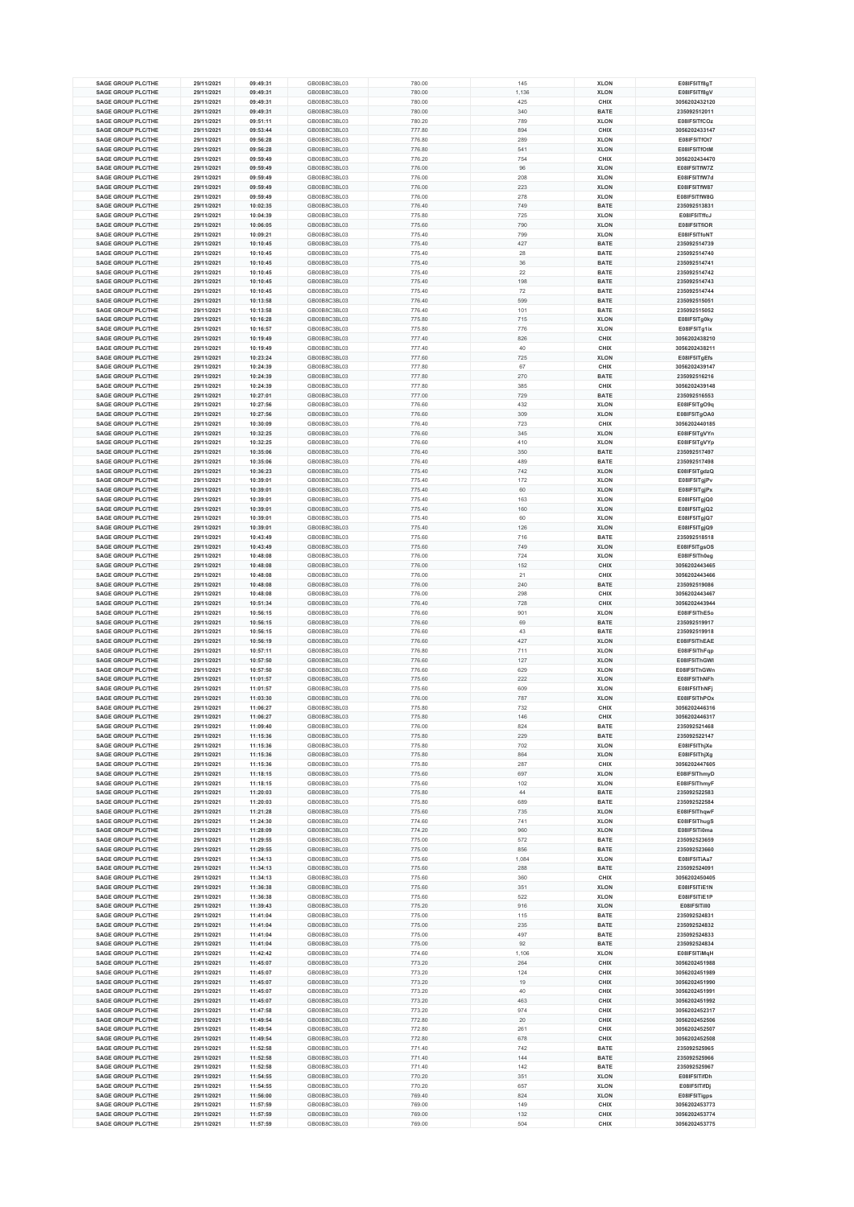| SAGE GROUP PLC/THE | 29/11/2021 | 09:49:31 | GB00B8C3BL03 | 780.00 | 145 | XLON | E08IF5lTf8gT |
|---|---|---|---|---|---|---|---|
| SAGE GROUP PLC/THE | 29/11/2021 | 09:49:31 | GB00B8C3BL03 | 780.00 | 1,136 | XLON | E08IF5lTf8gV |
| SAGE GROUP PLC/THE | 29/11/2021 | 09:49:31 | GB00B8C3BL03 | 780.00 | 425 | CHIX | 3056202432120 |
| SAGE GROUP PLC/THE | 29/11/2021 | 09:49:31 | GB00B8C3BL03 | 780.00 | 340 | BATE | 235092512011 |
| SAGE GROUP PLC/THE | 29/11/2021 | 09:51:11 | GB00B8C3BL03 | 780.20 | 789 | XLON | E08IF5lTfCOz |
| SAGE GROUP PLC/THE | 29/11/2021 | 09:53:44 | GB00B8C3BL03 | 777.80 | 894 | CHIX | 3056202433147 |
| SAGE GROUP PLC/THE | 29/11/2021 | 09:56:28 | GB00B8C3BL03 | 776.80 | 289 | XLON | E08IF5lTfOt7 |
| SAGE GROUP PLC/THE | 29/11/2021 | 09:56:28 | GB00B8C3BL03 | 776.80 | 541 | XLON | E08IF5lTfOtM |
| SAGE GROUP PLC/THE | 29/11/2021 | 09:59:49 | GB00B8C3BL03 | 776.20 | 754 | CHIX | 3056202434470 |
| SAGE GROUP PLC/THE | 29/11/2021 | 09:59:49 | GB00B8C3BL03 | 776.00 | 96 | XLON | E08IF5lTfW7Z |
| SAGE GROUP PLC/THE | 29/11/2021 | 09:59:49 | GB00B8C3BL03 | 776.00 | 208 | XLON | E08IF5lTfW7d |
| SAGE GROUP PLC/THE | 29/11/2021 | 09:59:49 | GB00B8C3BL03 | 776.00 | 223 | XLON | E08IF5lTfW87 |
| SAGE GROUP PLC/THE | 29/11/2021 | 09:59:49 | GB00B8C3BL03 | 776.00 | 278 | XLON | E08IF5lTfW8G |
| SAGE GROUP PLC/THE | 29/11/2021 | 10:02:35 | GB00B8C3BL03 | 776.40 | 749 | BATE | 235092513831 |
| SAGE GROUP PLC/THE | 29/11/2021 | 10:04:39 | GB00B8C3BL03 | 775.80 | 725 | XLON | E08IF5lTffcJ |
| SAGE GROUP PLC/THE | 29/11/2021 | 10:06:05 | GB00B8C3BL03 | 775.60 | 790 | XLON | E08IF5lTfIOR |
| SAGE GROUP PLC/THE | 29/11/2021 | 10:09:21 | GB00B8C3BL03 | 775.40 | 799 | XLON | E08IF5lTfoNT |
| SAGE GROUP PLC/THE | 29/11/2021 | 10:10:45 | GB00B8C3BL03 | 775.40 | 427 | BATE | 235092514739 |
| SAGE GROUP PLC/THE | 29/11/2021 | 10:10:45 | GB00B8C3BL03 | 775.40 | 28 | BATE | 235092514740 |
| SAGE GROUP PLC/THE | 29/11/2021 | 10:10:45 | GB00B8C3BL03 | 775.40 | 36 | BATE | 235092514741 |
| SAGE GROUP PLC/THE | 29/11/2021 | 10:10:45 | GB00B8C3BL03 | 775.40 | 22 | BATE | 235092514742 |
| SAGE GROUP PLC/THE | 29/11/2021 | 10:10:45 | GB00B8C3BL03 | 775.40 | 198 | BATE | 235092514743 |
| SAGE GROUP PLC/THE | 29/11/2021 | 10:10:45 | GB00B8C3BL03 | 775.40 | 72 | BATE | 235092514744 |
| SAGE GROUP PLC/THE | 29/11/2021 | 10:13:58 | GB00B8C3BL03 | 776.40 | 599 | BATE | 235092515051 |
| SAGE GROUP PLC/THE | 29/11/2021 | 10:13:58 | GB00B8C3BL03 | 776.40 | 101 | BATE | 235092515052 |
| SAGE GROUP PLC/THE | 29/11/2021 | 10:16:28 | GB00B8C3BL03 | 775.80 | 715 | XLON | E08IF5lTg0ky |
| SAGE GROUP PLC/THE | 29/11/2021 | 10:16:57 | GB00B8C3BL03 | 775.80 | 776 | XLON | E08IF5lTg1ix |
| SAGE GROUP PLC/THE | 29/11/2021 | 10:19:49 | GB00B8C3BL03 | 777.40 | 826 | CHIX | 3056202438210 |
| SAGE GROUP PLC/THE | 29/11/2021 | 10:19:49 | GB00B8C3BL03 | 777.40 | 40 | CHIX | 3056202438211 |
| SAGE GROUP PLC/THE | 29/11/2021 | 10:23:24 | GB00B8C3BL03 | 777.60 | 725 | XLON | E08IF5lTgEfs |
| SAGE GROUP PLC/THE | 29/11/2021 | 10:24:39 | GB00B8C3BL03 | 777.80 | 67 | CHIX | 3056202439147 |
| SAGE GROUP PLC/THE | 29/11/2021 | 10:24:39 | GB00B8C3BL03 | 777.80 | 270 | BATE | 235092516216 |
| SAGE GROUP PLC/THE | 29/11/2021 | 10:24:39 | GB00B8C3BL03 | 777.80 | 385 | CHIX | 3056202439148 |
| SAGE GROUP PLC/THE | 29/11/2021 | 10:27:01 | GB00B8C3BL03 | 777.00 | 729 | BATE | 235092516553 |
| SAGE GROUP PLC/THE | 29/11/2021 | 10:27:56 | GB00B8C3BL03 | 776.60 | 432 | XLON | E08IF5lTgO9q |
| SAGE GROUP PLC/THE | 29/11/2021 | 10:27:56 | GB00B8C3BL03 | 776.60 | 309 | XLON | E08IF5lTgOA0 |
| SAGE GROUP PLC/THE | 29/11/2021 | 10:30:09 | GB00B8C3BL03 | 776.40 | 723 | CHIX | 3056202440185 |
| SAGE GROUP PLC/THE | 29/11/2021 | 10:32:25 | GB00B8C3BL03 | 776.60 | 345 | XLON | E08IF5lTgVYn |
| SAGE GROUP PLC/THE | 29/11/2021 | 10:32:25 | GB00B8C3BL03 | 776.60 | 410 | XLON | E08IF5lTgVYp |
| SAGE GROUP PLC/THE | 29/11/2021 | 10:35:06 | GB00B8C3BL03 | 776.40 | 350 | BATE | 235092517497 |
| SAGE GROUP PLC/THE | 29/11/2021 | 10:35:06 | GB00B8C3BL03 | 776.40 | 489 | BATE | 235092517498 |
| SAGE GROUP PLC/THE | 29/11/2021 | 10:36:23 | GB00B8C3BL03 | 775.40 | 742 | XLON | E08IF5lTgdzQ |
| SAGE GROUP PLC/THE | 29/11/2021 | 10:39:01 | GB00B8C3BL03 | 775.40 | 172 | XLON | E08IF5lTgjPv |
| SAGE GROUP PLC/THE | 29/11/2021 | 10:39:01 | GB00B8C3BL03 | 775.40 | 60 | XLON | E08IF5lTgjPx |
| SAGE GROUP PLC/THE | 29/11/2021 | 10:39:01 | GB00B8C3BL03 | 775.40 | 163 | XLON | E08IF5lTgjQ0 |
| SAGE GROUP PLC/THE | 29/11/2021 | 10:39:01 | GB00B8C3BL03 | 775.40 | 160 | XLON | E08IF5lTgjQ2 |
| SAGE GROUP PLC/THE | 29/11/2021 | 10:39:01 | GB00B8C3BL03 | 775.40 | 60 | XLON | E08IF5lTgjQ7 |
| SAGE GROUP PLC/THE | 29/11/2021 | 10:39:01 | GB00B8C3BL03 | 775.40 | 126 | XLON | E08IF5lTgjQ9 |
| SAGE GROUP PLC/THE | 29/11/2021 | 10:43:49 | GB00B8C3BL03 | 775.60 | 716 | BATE | 235092518518 |
| SAGE GROUP PLC/THE | 29/11/2021 | 10:43:49 | GB00B8C3BL03 | 775.60 | 749 | XLON | E08IF5lTgsOS |
| SAGE GROUP PLC/THE | 29/11/2021 | 10:48:08 | GB00B8C3BL03 | 776.00 | 724 | XLON | E08IF5lTh0eg |
| SAGE GROUP PLC/THE | 29/11/2021 | 10:48:08 | GB00B8C3BL03 | 776.00 | 152 | CHIX | 3056202443465 |
| SAGE GROUP PLC/THE | 29/11/2021 | 10:48:08 | GB00B8C3BL03 | 776.00 | 21 | CHIX | 3056202443466 |
| SAGE GROUP PLC/THE | 29/11/2021 | 10:48:08 | GB00B8C3BL03 | 776.00 | 240 | BATE | 235092519086 |
| SAGE GROUP PLC/THE | 29/11/2021 | 10:48:08 | GB00B8C3BL03 | 776.00 | 298 | CHIX | 3056202443467 |
| SAGE GROUP PLC/THE | 29/11/2021 | 10:51:34 | GB00B8C3BL03 | 776.40 | 728 | CHIX | 3056202443944 |
| SAGE GROUP PLC/THE | 29/11/2021 | 10:56:15 | GB00B8C3BL03 | 776.60 | 901 | XLON | E08IF5lThE5o |
| SAGE GROUP PLC/THE | 29/11/2021 | 10:56:15 | GB00B8C3BL03 | 776.60 | 69 | BATE | 235092519917 |
| SAGE GROUP PLC/THE | 29/11/2021 | 10:56:15 | GB00B8C3BL03 | 776.60 | 43 | BATE | 235092519918 |
| SAGE GROUP PLC/THE | 29/11/2021 | 10:56:19 | GB00B8C3BL03 | 776.60 | 427 | XLON | E08IF5lThEAE |
| SAGE GROUP PLC/THE | 29/11/2021 | 10:57:11 | GB00B8C3BL03 | 776.80 | 711 | XLON | E08IF5lThFqp |
| SAGE GROUP PLC/THE | 29/11/2021 | 10:57:50 | GB00B8C3BL03 | 776.60 | 127 | XLON | E08IF5lThGWl |
| SAGE GROUP PLC/THE | 29/11/2021 | 10:57:50 | GB00B8C3BL03 | 776.60 | 629 | XLON | E08IF5lThGWn |
| SAGE GROUP PLC/THE | 29/11/2021 | 11:01:57 | GB00B8C3BL03 | 775.60 | 222 | XLON | E08IF5lThNFh |
| SAGE GROUP PLC/THE | 29/11/2021 | 11:01:57 | GB00B8C3BL03 | 775.60 | 609 | XLON | E08IF5lThNFj |
| SAGE GROUP PLC/THE | 29/11/2021 | 11:03:30 | GB00B8C3BL03 | 776.00 | 787 | XLON | E08IF5lThPOx |
| SAGE GROUP PLC/THE | 29/11/2021 | 11:06:27 | GB00B8C3BL03 | 775.80 | 732 | CHIX | 3056202446316 |
| SAGE GROUP PLC/THE | 29/11/2021 | 11:06:27 | GB00B8C3BL03 | 775.80 | 146 | CHIX | 3056202446317 |
| SAGE GROUP PLC/THE | 29/11/2021 | 11:09:40 | GB00B8C3BL03 | 776.00 | 824 | BATE | 235092521468 |
| SAGE GROUP PLC/THE | 29/11/2021 | 11:15:36 | GB00B8C3BL03 | 775.80 | 229 | BATE | 235092522147 |
| SAGE GROUP PLC/THE | 29/11/2021 | 11:15:36 | GB00B8C3BL03 | 775.80 | 702 | XLON | E08IF5lThjXe |
| SAGE GROUP PLC/THE | 29/11/2021 | 11:15:36 | GB00B8C3BL03 | 775.80 | 864 | XLON | E08IF5lThjXg |
| SAGE GROUP PLC/THE | 29/11/2021 | 11:15:36 | GB00B8C3BL03 | 775.80 | 287 | CHIX | 3056202447605 |
| SAGE GROUP PLC/THE | 29/11/2021 | 11:18:15 | GB00B8C3BL03 | 775.60 | 697 | XLON | E08IF5lThmyD |
| SAGE GROUP PLC/THE | 29/11/2021 | 11:18:15 | GB00B8C3BL03 | 775.60 | 102 | XLON | E08IF5lThmyF |
| SAGE GROUP PLC/THE | 29/11/2021 | 11:20:03 | GB00B8C3BL03 | 775.80 | 44 | BATE | 235092522583 |
| SAGE GROUP PLC/THE | 29/11/2021 | 11:20:03 | GB00B8C3BL03 | 775.80 | 689 | BATE | 235092522584 |
| SAGE GROUP PLC/THE | 29/11/2021 | 11:21:28 | GB00B8C3BL03 | 775.60 | 735 | XLON | E08IF5lThqwF |
| SAGE GROUP PLC/THE | 29/11/2021 | 11:24:30 | GB00B8C3BL03 | 774.60 | 741 | XLON | E08IF5lThugS |
| SAGE GROUP PLC/THE | 29/11/2021 | 11:28:09 | GB00B8C3BL03 | 774.20 | 960 | XLON | E08IF5lTi0ma |
| SAGE GROUP PLC/THE | 29/11/2021 | 11:29:55 | GB00B8C3BL03 | 775.00 | 572 | BATE | 235092523659 |
| SAGE GROUP PLC/THE | 29/11/2021 | 11:29:55 | GB00B8C3BL03 | 775.00 | 856 | BATE | 235092523660 |
| SAGE GROUP PLC/THE | 29/11/2021 | 11:34:13 | GB00B8C3BL03 | 775.60 | 1,084 | XLON | E08IF5lTiAa7 |
| SAGE GROUP PLC/THE | 29/11/2021 | 11:34:13 | GB00B8C3BL03 | 775.60 | 288 | BATE | 235092524091 |
| SAGE GROUP PLC/THE | 29/11/2021 | 11:34:13 | GB00B8C3BL03 | 775.60 | 360 | CHIX | 3056202450405 |
| SAGE GROUP PLC/THE | 29/11/2021 | 11:36:38 | GB00B8C3BL03 | 775.60 | 351 | XLON | E08IF5lTiE1N |
| SAGE GROUP PLC/THE | 29/11/2021 | 11:36:38 | GB00B8C3BL03 | 775.60 | 522 | XLON | E08IF5lTiE1P |
| SAGE GROUP PLC/THE | 29/11/2021 | 11:39:43 | GB00B8C3BL03 | 775.20 | 916 | XLON | E08IF5lTiI0 |
| SAGE GROUP PLC/THE | 29/11/2021 | 11:41:04 | GB00B8C3BL03 | 775.00 | 115 | BATE | 235092524831 |
| SAGE GROUP PLC/THE | 29/11/2021 | 11:41:04 | GB00B8C3BL03 | 775.00 | 235 | BATE | 235092524832 |
| SAGE GROUP PLC/THE | 29/11/2021 | 11:41:04 | GB00B8C3BL03 | 775.00 | 497 | BATE | 235092524833 |
| SAGE GROUP PLC/THE | 29/11/2021 | 11:41:04 | GB00B8C3BL03 | 775.00 | 92 | BATE | 235092524834 |
| SAGE GROUP PLC/THE | 29/11/2021 | 11:42:42 | GB00B8C3BL03 | 774.60 | 1,106 | XLON | E08IF5lTiMqH |
| SAGE GROUP PLC/THE | 29/11/2021 | 11:45:07 | GB00B8C3BL03 | 773.20 | 264 | CHIX | 3056202451988 |
| SAGE GROUP PLC/THE | 29/11/2021 | 11:45:07 | GB00B8C3BL03 | 773.20 | 124 | CHIX | 3056202451989 |
| SAGE GROUP PLC/THE | 29/11/2021 | 11:45:07 | GB00B8C3BL03 | 773.20 | 19 | CHIX | 3056202451990 |
| SAGE GROUP PLC/THE | 29/11/2021 | 11:45:07 | GB00B8C3BL03 | 773.20 | 40 | CHIX | 3056202451991 |
| SAGE GROUP PLC/THE | 29/11/2021 | 11:45:07 | GB00B8C3BL03 | 773.20 | 463 | CHIX | 3056202451992 |
| SAGE GROUP PLC/THE | 29/11/2021 | 11:47:58 | GB00B8C3BL03 | 773.20 | 974 | CHIX | 3056202452317 |
| SAGE GROUP PLC/THE | 29/11/2021 | 11:49:54 | GB00B8C3BL03 | 772.80 | 20 | CHIX | 3056202452506 |
| SAGE GROUP PLC/THE | 29/11/2021 | 11:49:54 | GB00B8C3BL03 | 772.80 | 261 | CHIX | 3056202452507 |
| SAGE GROUP PLC/THE | 29/11/2021 | 11:49:54 | GB00B8C3BL03 | 772.80 | 678 | CHIX | 3056202452508 |
| SAGE GROUP PLC/THE | 29/11/2021 | 11:52:58 | GB00B8C3BL03 | 771.40 | 742 | BATE | 235092525965 |
| SAGE GROUP PLC/THE | 29/11/2021 | 11:52:58 | GB00B8C3BL03 | 771.40 | 144 | BATE | 235092525966 |
| SAGE GROUP PLC/THE | 29/11/2021 | 11:52:58 | GB00B8C3BL03 | 771.40 | 142 | BATE | 235092525967 |
| SAGE GROUP PLC/THE | 29/11/2021 | 11:54:55 | GB00B8C3BL03 | 770.20 | 351 | XLON | E08IF5lTifDh |
| SAGE GROUP PLC/THE | 29/11/2021 | 11:54:55 | GB00B8C3BL03 | 770.20 | 657 | XLON | E08IF5lTifDj |
| SAGE GROUP PLC/THE | 29/11/2021 | 11:56:00 | GB00B8C3BL03 | 769.40 | 824 | XLON | E08IF5lTigps |
| SAGE GROUP PLC/THE | 29/11/2021 | 11:57:59 | GB00B8C3BL03 | 769.00 | 149 | CHIX | 3056202453773 |
| SAGE GROUP PLC/THE | 29/11/2021 | 11:57:59 | GB00B8C3BL03 | 769.00 | 132 | CHIX | 3056202453774 |
| SAGE GROUP PLC/THE | 29/11/2021 | 11:57:59 | GB00B8C3BL03 | 769.00 | 504 | CHIX | 3056202453775 |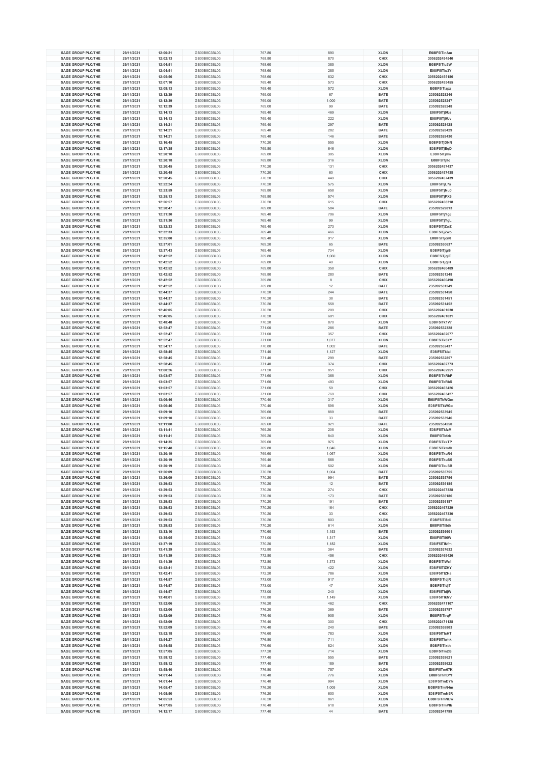| SAGE GROUP PLC/THE | 29/11/2021 | 12:00:21 | GB00B8C3BL03 | 767.80 | 890 | XLON | E08IF5iTinAm |
|---|---|---|---|---|---|---|---|
| SAGE GROUP PLC/THE | 29/11/2021 | 12:02:13 | GB00B8C3BL03 | 768.80 | 870 | CHIX | 3056202454540 |
| SAGE GROUP PLC/THE | 29/11/2021 | 12:04:51 | GB00B8C3BL03 | 768.60 | 385 | XLON | E08IF5iTiu3W |
| SAGE GROUP PLC/THE | 29/11/2021 | 12:04:51 | GB00B8C3BL03 | 768.60 | 285 | XLON | E08IF5iTiu3Y |
| SAGE GROUP PLC/THE | 29/11/2021 | 12:05:56 | GB00B8C3BL03 | 768.60 | 632 | CHIX | 3056202455186 |
| SAGE GROUP PLC/THE | 29/11/2021 | 12:07:10 | GB00B8C3BL03 | 769.40 | 573 | CHIX | 3056202455455 |
| SAGE GROUP PLC/THE | 29/11/2021 | 12:08:13 | GB00B8C3BL03 | 768.40 | 572 | XLON | E08IF5iTizpz |
| SAGE GROUP PLC/THE | 29/11/2021 | 12:12:39 | GB00B8C3BL03 | 769.00 | 67 | BATE | 235092528246 |
| SAGE GROUP PLC/THE | 29/11/2021 | 12:12:39 | GB00B8C3BL03 | 769.00 | 1,000 | BATE | 235092528247 |
| SAGE GROUP PLC/THE | 29/11/2021 | 12:12:39 | GB00B8C3BL03 | 769.00 | 99 | BATE | 235092528248 |
| SAGE GROUP PLC/THE | 29/11/2021 | 12:14:13 | GB00B8C3BL03 | 769.40 | 469 | XLON | E08IF5iTj9Us |
| SAGE GROUP PLC/THE | 29/11/2021 | 12:14:13 | GB00B8C3BL03 | 769.40 | 222 | XLON | E08IF5iTj9Uv |
| SAGE GROUP PLC/THE | 29/11/2021 | 12:14:21 | GB00B8C3BL03 | 769.40 | 297 | BATE | 235092528428 |
| SAGE GROUP PLC/THE | 29/11/2021 | 12:14:21 | GB00B8C3BL03 | 769.40 | 282 | BATE | 235092528429 |
| SAGE GROUP PLC/THE | 29/11/2021 | 12:14:21 | GB00B8C3BL03 | 769.40 | 146 | BATE | 235092528430 |
| SAGE GROUP PLC/THE | 29/11/2021 | 12:16:45 | GB00B8C3BL03 | 770.20 | 555 | XLON | E08IF5iTjDNN |
| SAGE GROUP PLC/THE | 29/11/2021 | 12:17:35 | GB00B8C3BL03 | 769.80 | 646 | XLON | E08IF5iTjEqD |
| SAGE GROUP PLC/THE | 29/11/2021 | 12:20:18 | GB00B8C3BL03 | 769.80 | 305 | XLON | E08IF5iTjIim |
| SAGE GROUP PLC/THE | 29/11/2021 | 12:20:18 | GB00B8C3BL03 | 769.80 | 316 | XLON | E08IF5iTjIio |
| SAGE GROUP PLC/THE | 29/11/2021 | 12:20:45 | GB00B8C3BL03 | 770.20 | 131 | CHIX | 3056202457437 |
| SAGE GROUP PLC/THE | 29/11/2021 | 12:20:45 | GB00B8C3BL03 | 770.20 | 60 | CHIX | 3056202457438 |
| SAGE GROUP PLC/THE | 29/11/2021 | 12:20:45 | GB00B8C3BL03 | 770.20 | 449 | CHIX | 3056202457439 |
| SAGE GROUP PLC/THE | 29/11/2021 | 12:22:24 | GB00B8C3BL03 | 770.20 | 575 | XLON | E08IF5iTjL7s |
| SAGE GROUP PLC/THE | 29/11/2021 | 12:23:59 | GB00B8C3BL03 | 769.80 | 658 | XLON | E08IF5iTjNu0 |
| SAGE GROUP PLC/THE | 29/11/2021 | 12:25:13 | GB00B8C3BL03 | 769.80 | 574 | XLON | E08IF5iTjPX6 |
| SAGE GROUP PLC/THE | 29/11/2021 | 12:26:57 | GB00B8C3BL03 | 770.20 | 615 | CHIX | 3056202458318 |
| SAGE GROUP PLC/THE | 29/11/2021 | 12:28:47 | GB00B8C3BL03 | 769.80 | 584 | BATE | 235092529813 |
| SAGE GROUP PLC/THE | 29/11/2021 | 12:31:30 | GB00B8C3BL03 | 769.40 | 706 | XLON | E08IF5iTjYgJ |
| SAGE GROUP PLC/THE | 29/11/2021 | 12:31:30 | GB00B8C3BL03 | 769.40 | 99 | XLON | E08IF5iTjYgL |
| SAGE GROUP PLC/THE | 29/11/2021 | 12:32:33 | GB00B8C3BL03 | 769.40 | 273 | XLON | E08IF5iTjZwZ |
| SAGE GROUP PLC/THE | 29/11/2021 | 12:32:33 | GB00B8C3BL03 | 769.40 | 466 | XLON | E08IF5iTjZwb |
| SAGE GROUP PLC/THE | 29/11/2021 | 12:35:00 | GB00B8C3BL03 | 769.40 | 917 | XLON | E08IF5iTjcn0 |
| SAGE GROUP PLC/THE | 29/11/2021 | 12:37:01 | GB00B8C3BL03 | 769.20 | 65 | BATE | 235092530637 |
| SAGE GROUP PLC/THE | 29/11/2021 | 12:37:43 | GB00B8C3BL03 | 769.40 | 734 | XLON | E08IF5iTjgi6 |
| SAGE GROUP PLC/THE | 29/11/2021 | 12:42:52 | GB00B8C3BL03 | 769.80 | 1,060 | XLON | E08IF5iTjqIE |
| SAGE GROUP PLC/THE | 29/11/2021 | 12:42:52 | GB00B8C3BL03 | 769.80 | 40 | XLON | E08IF5iTjqIH |
| SAGE GROUP PLC/THE | 29/11/2021 | 12:42:52 | GB00B8C3BL03 | 769.80 | 358 | CHIX | 3056202460489 |
| SAGE GROUP PLC/THE | 29/11/2021 | 12:42:52 | GB00B8C3BL03 | 769.80 | 280 | BATE | 235092531248 |
| SAGE GROUP PLC/THE | 29/11/2021 | 12:42:52 | GB00B8C3BL03 | 769.80 | 8 | CHIX | 3056202460490 |
| SAGE GROUP PLC/THE | 29/11/2021 | 12:42:52 | GB00B8C3BL03 | 769.80 | 12 | BATE | 235092531249 |
| SAGE GROUP PLC/THE | 29/11/2021 | 12:44:37 | GB00B8C3BL03 | 770.20 | 244 | BATE | 235092531450 |
| SAGE GROUP PLC/THE | 29/11/2021 | 12:44:37 | GB00B8C3BL03 | 770.20 | 38 | BATE | 235092531451 |
| SAGE GROUP PLC/THE | 29/11/2021 | 12:44:37 | GB00B8C3BL03 | 770.20 | 558 | BATE | 235092531452 |
| SAGE GROUP PLC/THE | 29/11/2021 | 12:46:05 | GB00B8C3BL03 | 770.20 | 209 | CHIX | 3056202461030 |
| SAGE GROUP PLC/THE | 29/11/2021 | 12:46:05 | GB00B8C3BL03 | 770.20 | 601 | CHIX | 3056202461031 |
| SAGE GROUP PLC/THE | 29/11/2021 | 12:48:48 | GB00B8C3BL03 | 770.20 | 870 | XLON | E08IF5iTk1V7 |
| SAGE GROUP PLC/THE | 29/11/2021 | 12:52:47 | GB00B8C3BL03 | 771.00 | 286 | BATE | 235092532328 |
| SAGE GROUP PLC/THE | 29/11/2021 | 12:52:47 | GB00B8C3BL03 | 771.00 | 357 | CHIX | 3056202462077 |
| SAGE GROUP PLC/THE | 29/11/2021 | 12:52:47 | GB00B8C3BL03 | 771.00 | 1,077 | XLON | E08IF5iTk8YY |
| SAGE GROUP PLC/THE | 29/11/2021 | 12:54:17 | GB00B8C3BL03 | 770.80 | 1,002 | BATE | 235092532437 |
| SAGE GROUP PLC/THE | 29/11/2021 | 12:58:45 | GB00B8C3BL03 | 771.40 | 1,127 | XLON | E08IF5iTkIal |
| SAGE GROUP PLC/THE | 29/11/2021 | 12:58:45 | GB00B8C3BL03 | 771.40 | 299 | BATE | 235092532857 |
| SAGE GROUP PLC/THE | 29/11/2021 | 12:58:45 | GB00B8C3BL03 | 771.40 | 374 | CHIX | 3056202462773 |
| SAGE GROUP PLC/THE | 29/11/2021 | 13:00:26 | GB00B8C3BL03 | 771.20 | 851 | CHIX | 3056202462951 |
| SAGE GROUP PLC/THE | 29/11/2021 | 13:03:57 | GB00B8C3BL03 | 771.60 | 368 | XLON | E08IF5iTkRbP |
| SAGE GROUP PLC/THE | 29/11/2021 | 13:03:57 | GB00B8C3BL03 | 771.60 | 493 | XLON | E08IF5iTkRbS |
| SAGE GROUP PLC/THE | 29/11/2021 | 13:03:57 | GB00B8C3BL03 | 771.60 | 59 | CHIX | 3056202463426 |
| SAGE GROUP PLC/THE | 29/11/2021 | 13:03:57 | GB00B8C3BL03 | 771.60 | 769 | CHIX | 3056202463427 |
| SAGE GROUP PLC/THE | 29/11/2021 | 13:06:46 | GB00B8C3BL03 | 770.40 | 317 | XLON | E08IF5iTkWGm |
| SAGE GROUP PLC/THE | 29/11/2021 | 13:06:46 | GB00B8C3BL03 | 770.40 | 598 | XLON | E08IF5iTkWGo |
| SAGE GROUP PLC/THE | 29/11/2021 | 13:09:10 | GB00B8C3BL03 | 769.60 | 889 | BATE | 235092533945 |
| SAGE GROUP PLC/THE | 29/11/2021 | 13:09:10 | GB00B8C3BL03 | 769.60 | 33 | BATE | 235092533946 |
| SAGE GROUP PLC/THE | 29/11/2021 | 13:11:08 | GB00B8C3BL03 | 769.60 | 921 | BATE | 235092534250 |
| SAGE GROUP PLC/THE | 29/11/2021 | 13:11:41 | GB00B8C3BL03 | 769.20 | 208 | XLON | E08IF5iTkfzM |
| SAGE GROUP PLC/THE | 29/11/2021 | 13:11:41 | GB00B8C3BL03 | 769.20 | 840 | XLON | E08IF5iTkfzb |
| SAGE GROUP PLC/THE | 29/11/2021 | 13:14:35 | GB00B8C3BL03 | 769.60 | 975 | XLON | E08IF5iTkkTP |
| SAGE GROUP PLC/THE | 29/11/2021 | 13:15:48 | GB00B8C3BL03 | 769.80 | 1,046 | XLON | E08IF5iTkmf0 |
| SAGE GROUP PLC/THE | 29/11/2021 | 13:20:19 | GB00B8C3BL03 | 769.60 | 1,067 | XLON | E08IF5iTkuR4 |
| SAGE GROUP PLC/THE | 29/11/2021 | 13:20:19 | GB00B8C3BL03 | 769.40 | 568 | XLON | E08IF5iTkuS5 |
| SAGE GROUP PLC/THE | 29/11/2021 | 13:20:19 | GB00B8C3BL03 | 769.40 | 502 | XLON | E08IF5iTkuSB |
| SAGE GROUP PLC/THE | 29/11/2021 | 13:26:09 | GB00B8C3BL03 | 770.20 | 1,004 | BATE | 235092535755 |
| SAGE GROUP PLC/THE | 29/11/2021 | 13:26:09 | GB00B8C3BL03 | 770.20 | 994 | BATE | 235092535756 |
| SAGE GROUP PLC/THE | 29/11/2021 | 13:29:53 | GB00B8C3BL03 | 770.20 | 12 | BATE | 235092536185 |
| SAGE GROUP PLC/THE | 29/11/2021 | 13:29:53 | GB00B8C3BL03 | 770.20 | 274 | CHIX | 3056202467328 |
| SAGE GROUP PLC/THE | 29/11/2021 | 13:29:53 | GB00B8C3BL03 | 770.20 | 173 | BATE | 235092536186 |
| SAGE GROUP PLC/THE | 29/11/2021 | 13:29:53 | GB00B8C3BL03 | 770.20 | 191 | BATE | 235092536187 |
| SAGE GROUP PLC/THE | 29/11/2021 | 13:29:53 | GB00B8C3BL03 | 770.20 | 164 | CHIX | 3056202467329 |
| SAGE GROUP PLC/THE | 29/11/2021 | 13:29:53 | GB00B8C3BL03 | 770.20 | 33 | CHIX | 3056202467330 |
| SAGE GROUP PLC/THE | 29/11/2021 | 13:29:53 | GB00B8C3BL03 | 770.20 | 803 | XLON | E08IF5iTl8di |
| SAGE GROUP PLC/THE | 29/11/2021 | 13:29:53 | GB00B8C3BL03 | 770.20 | 614 | XLON | E08IF5iTl8dk |
| SAGE GROUP PLC/THE | 29/11/2021 | 13:33:10 | GB00B8C3BL03 | 770.60 | 1,153 | BATE | 235092536601 |
| SAGE GROUP PLC/THE | 29/11/2021 | 13:35:05 | GB00B8C3BL03 | 771.00 | 1,317 | XLON | E08IF5iTl86W |
| SAGE GROUP PLC/THE | 29/11/2021 | 13:37:19 | GB00B8C3BL03 | 770.20 | 1,182 | XLON | E08IF5iTlMfm |
| SAGE GROUP PLC/THE | 29/11/2021 | 13:41:39 | GB00B8C3BL03 | 772.80 | 364 | BATE | 235092537632 |
| SAGE GROUP PLC/THE | 29/11/2021 | 13:41:39 | GB00B8C3BL03 | 772.80 | 456 | CHIX | 3056202469426 |
| SAGE GROUP PLC/THE | 29/11/2021 | 13:41:39 | GB00B8C3BL03 | 772.80 | 1,373 | XLON | E08IF5iTlWc1 |
| SAGE GROUP PLC/THE | 29/11/2021 | 13:42:41 | GB00B8C3BL03 | 772.20 | 422 | XLON | E08IF5iTlZHY |
| SAGE GROUP PLC/THE | 29/11/2021 | 13:42:41 | GB00B8C3BL03 | 772.20 | 786 | XLON | E08IF5iTlZHa |
| SAGE GROUP PLC/THE | 29/11/2021 | 13:44:57 | GB00B8C3BL03 | 773.00 | 917 | XLON | E08IF5iTldjR |
| SAGE GROUP PLC/THE | 29/11/2021 | 13:44:57 | GB00B8C3BL03 | 773.00 | 47 | XLON | E08IF5iTldjT |
| SAGE GROUP PLC/THE | 29/11/2021 | 13:44:57 | GB00B8C3BL03 | 773.00 | 240 | XLON | E08IF5iTldjW |
| SAGE GROUP PLC/THE | 29/11/2021 | 13:48:01 | GB00B8C3BL03 | 775.80 | 1,149 | XLON | E08IF5iTlkNV |
| SAGE GROUP PLC/THE | 29/11/2021 | 13:52:06 | GB00B8C3BL03 | 776.20 | 462 | CHIX | 3056202471107 |
| SAGE GROUP PLC/THE | 29/11/2021 | 13:52:06 | GB00B8C3BL03 | 776.20 | 369 | BATE | 235092538787 |
| SAGE GROUP PLC/THE | 29/11/2021 | 13:52:09 | GB00B8C3BL03 | 776.40 | 905 | XLON | E08IF5iTlrqF |
| SAGE GROUP PLC/THE | 29/11/2021 | 13:52:09 | GB00B8C3BL03 | 776.40 | 300 | CHIX | 3056202471128 |
| SAGE GROUP PLC/THE | 29/11/2021 | 13:52:09 | GB00B8C3BL03 | 776.40 | 240 | BATE | 235092538803 |
| SAGE GROUP PLC/THE | 29/11/2021 | 13:52:18 | GB00B8C3BL03 | 776.60 | 783 | XLON | E08IF5iTlsHT |
| SAGE GROUP PLC/THE | 29/11/2021 | 13:54:27 | GB00B8C3BL03 | 776.80 | 711 | XLON | E08IF5iTlwhk |
| SAGE GROUP PLC/THE | 29/11/2021 | 13:54:58 | GB00B8C3BL03 | 776.60 | 824 | XLON | E08IF5iTlxth |
| SAGE GROUP PLC/THE | 29/11/2021 | 13:57:05 | GB00B8C3BL03 | 777.20 | 714 | XLON | E08IF5iTm2l8 |
| SAGE GROUP PLC/THE | 29/11/2021 | 13:58:12 | GB00B8C3BL03 | 777.40 | 555 | BATE | 235092539621 |
| SAGE GROUP PLC/THE | 29/11/2021 | 13:58:12 | GB00B8C3BL03 | 777.40 | 189 | BATE | 235092539622 |
| SAGE GROUP PLC/THE | 29/11/2021 | 13:58:40 | GB00B8C3BL03 | 776.80 | 757 | XLON | E08IF5iTm67K |
| SAGE GROUP PLC/THE | 29/11/2021 | 14:01:44 | GB00B8C3BL03 | 776.40 | 776 | XLON | E08IF5iTmDYf |
| SAGE GROUP PLC/THE | 29/11/2021 | 14:01:44 | GB00B8C3BL03 | 776.40 | 994 | XLON | E08IF5iTmDYh |
| SAGE GROUP PLC/THE | 29/11/2021 | 14:05:47 | GB00B8C3BL03 | 776.20 | 1,005 | XLON | E08IF5iTmN4m |
| SAGE GROUP PLC/THE | 29/11/2021 | 14:05:50 | GB00B8C3BL03 | 776.20 | 600 | XLON | E08IF5iTmN9R |
| SAGE GROUP PLC/THE | 29/11/2021 | 14:05:53 | GB00B8C3BL03 | 776.20 | 861 | XLON | E08IF5iTmNEw |
| SAGE GROUP PLC/THE | 29/11/2021 | 14:07:05 | GB00B8C3BL03 | 776.40 | 618 | XLON | E08IF5iTmPIb |
| SAGE GROUP PLC/THE | 29/11/2021 | 14:12:17 | GB00B8C3BL03 | 777.40 | 44 | BATE | 235092541799 |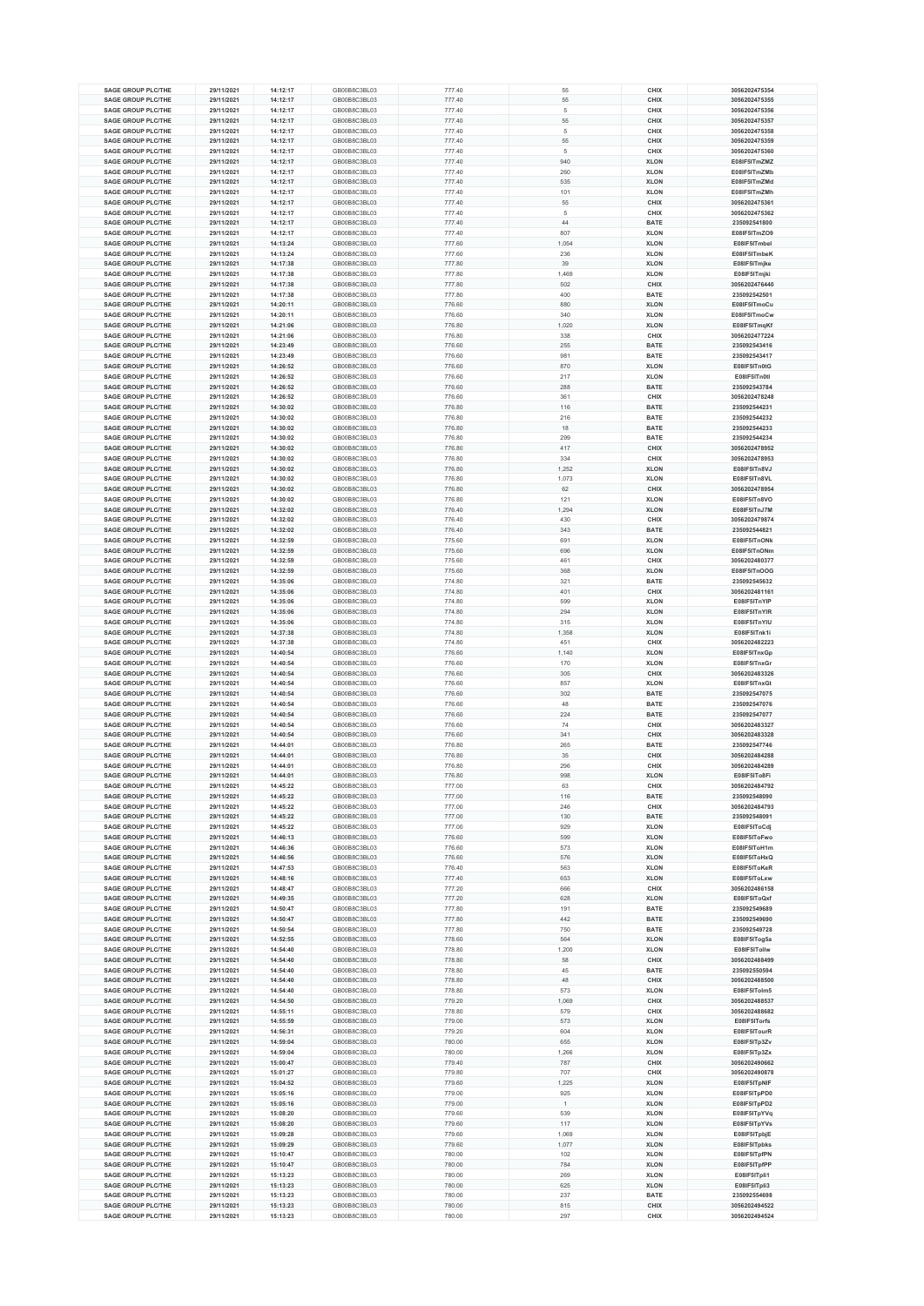| SAGE GROUP PLC/THE | 29/11/2021 | 14:12:17 | GB00B8C3BL03 | 777.40 | 55 | CHIX | 3056202475354 |
|---|---|---|---|---|---|---|---|
| SAGE GROUP PLC/THE | 29/11/2021 | 14:12:17 | GB00B8C3BL03 | 777.40 | 55 | CHIX | 3056202475355 |
| SAGE GROUP PLC/THE | 29/11/2021 | 14:12:17 | GB00B8C3BL03 | 777.40 | 5 | CHIX | 3056202475356 |
| SAGE GROUP PLC/THE | 29/11/2021 | 14:12:17 | GB00B8C3BL03 | 777.40 | 55 | CHIX | 3056202475357 |
| SAGE GROUP PLC/THE | 29/11/2021 | 14:12:17 | GB00B8C3BL03 | 777.40 | 5 | CHIX | 3056202475358 |
| SAGE GROUP PLC/THE | 29/11/2021 | 14:12:17 | GB00B8C3BL03 | 777.40 | 55 | CHIX | 3056202475359 |
| SAGE GROUP PLC/THE | 29/11/2021 | 14:12:17 | GB00B8C3BL03 | 777.40 | 5 | CHIX | 3056202475360 |
| SAGE GROUP PLC/THE | 29/11/2021 | 14:12:17 | GB00B8C3BL03 | 777.40 | 940 | XLON | E08IF5ITmZMZ |
| SAGE GROUP PLC/THE | 29/11/2021 | 14:12:17 | GB00B8C3BL03 | 777.40 | 260 | XLON | E08IF5ITmZMb |
| SAGE GROUP PLC/THE | 29/11/2021 | 14:12:17 | GB00B8C3BL03 | 777.40 | 535 | XLON | E08IF5ITmZMd |
| SAGE GROUP PLC/THE | 29/11/2021 | 14:12:17 | GB00B8C3BL03 | 777.40 | 101 | XLON | E08IF5ITmZMh |
| SAGE GROUP PLC/THE | 29/11/2021 | 14:12:17 | GB00B8C3BL03 | 777.40 | 55 | CHIX | 3056202475361 |
| SAGE GROUP PLC/THE | 29/11/2021 | 14:12:17 | GB00B8C3BL03 | 777.40 | 5 | CHIX | 3056202475362 |
| SAGE GROUP PLC/THE | 29/11/2021 | 14:12:17 | GB00B8C3BL03 | 777.40 | 44 | BATE | 235092541800 |
| SAGE GROUP PLC/THE | 29/11/2021 | 14:12:17 | GB00B8C3BL03 | 777.40 | 807 | XLON | E08IF5ITmZO9 |
| SAGE GROUP PLC/THE | 29/11/2021 | 14:13:24 | GB00B8C3BL03 | 777.60 | 1,054 | XLON | E08IF5ITmbeI |
| SAGE GROUP PLC/THE | 29/11/2021 | 14:13:24 | GB00B8C3BL03 | 777.60 | 236 | XLON | E08IF5ITmbeK |
| SAGE GROUP PLC/THE | 29/11/2021 | 14:17:38 | GB00B8C3BL03 | 777.80 | 39 | XLON | E08IF5ITmjke |
| SAGE GROUP PLC/THE | 29/11/2021 | 14:17:38 | GB00B8C3BL03 | 777.80 | 1,469 | XLON | E08IF5ITmjki |
| SAGE GROUP PLC/THE | 29/11/2021 | 14:17:38 | GB00B8C3BL03 | 777.80 | 502 | CHIX | 3056202476440 |
| SAGE GROUP PLC/THE | 29/11/2021 | 14:17:38 | GB00B8C3BL03 | 777.80 | 400 | BATE | 235092542501 |
| SAGE GROUP PLC/THE | 29/11/2021 | 14:20:11 | GB00B8C3BL03 | 776.60 | 880 | XLON | E08IF5ITmoCu |
| SAGE GROUP PLC/THE | 29/11/2021 | 14:20:11 | GB00B8C3BL03 | 776.60 | 340 | XLON | E08IF5ITmoCw |
| SAGE GROUP PLC/THE | 29/11/2021 | 14:21:06 | GB00B8C3BL03 | 776.80 | 1,020 | XLON | E08IF5ITmqKf |
| SAGE GROUP PLC/THE | 29/11/2021 | 14:21:06 | GB00B8C3BL03 | 776.80 | 338 | CHIX | 3056202477224 |
| SAGE GROUP PLC/THE | 29/11/2021 | 14:23:49 | GB00B8C3BL03 | 776.60 | 255 | BATE | 235092543416 |
| SAGE GROUP PLC/THE | 29/11/2021 | 14:23:49 | GB00B8C3BL03 | 776.60 | 981 | BATE | 235092543417 |
| SAGE GROUP PLC/THE | 29/11/2021 | 14:26:52 | GB00B8C3BL03 | 776.60 | 870 | XLON | E08IF5ITn0tG |
| SAGE GROUP PLC/THE | 29/11/2021 | 14:26:52 | GB00B8C3BL03 | 776.60 | 217 | XLON | E08IF5ITn0tI |
| SAGE GROUP PLC/THE | 29/11/2021 | 14:26:52 | GB00B8C3BL03 | 776.60 | 288 | BATE | 235092543784 |
| SAGE GROUP PLC/THE | 29/11/2021 | 14:26:52 | GB00B8C3BL03 | 776.60 | 361 | CHIX | 3056202478248 |
| SAGE GROUP PLC/THE | 29/11/2021 | 14:30:02 | GB00B8C3BL03 | 776.80 | 116 | BATE | 235092544231 |
| SAGE GROUP PLC/THE | 29/11/2021 | 14:30:02 | GB00B8C3BL03 | 776.80 | 216 | BATE | 235092544232 |
| SAGE GROUP PLC/THE | 29/11/2021 | 14:30:02 | GB00B8C3BL03 | 776.80 | 18 | BATE | 235092544233 |
| SAGE GROUP PLC/THE | 29/11/2021 | 14:30:02 | GB00B8C3BL03 | 776.80 | 299 | BATE | 235092544234 |
| SAGE GROUP PLC/THE | 29/11/2021 | 14:30:02 | GB00B8C3BL03 | 776.80 | 417 | CHIX | 3056202478952 |
| SAGE GROUP PLC/THE | 29/11/2021 | 14:30:02 | GB00B8C3BL03 | 776.80 | 334 | CHIX | 3056202478953 |
| SAGE GROUP PLC/THE | 29/11/2021 | 14:30:02 | GB00B8C3BL03 | 776.80 | 1,252 | XLON | E08IF5ITn8VJ |
| SAGE GROUP PLC/THE | 29/11/2021 | 14:30:02 | GB00B8C3BL03 | 776.80 | 1,073 | XLON | E08IF5ITn8VL |
| SAGE GROUP PLC/THE | 29/11/2021 | 14:30:02 | GB00B8C3BL03 | 776.80 | 62 | CHIX | 3056202478954 |
| SAGE GROUP PLC/THE | 29/11/2021 | 14:30:02 | GB00B8C3BL03 | 776.80 | 121 | XLON | E08IF5ITn8VO |
| SAGE GROUP PLC/THE | 29/11/2021 | 14:32:02 | GB00B8C3BL03 | 776.40 | 1,294 | XLON | E08IF5ITnJ7M |
| SAGE GROUP PLC/THE | 29/11/2021 | 14:32:02 | GB00B8C3BL03 | 776.40 | 430 | CHIX | 3056202479874 |
| SAGE GROUP PLC/THE | 29/11/2021 | 14:32:02 | GB00B8C3BL03 | 776.40 | 343 | BATE | 235092544821 |
| SAGE GROUP PLC/THE | 29/11/2021 | 14:32:59 | GB00B8C3BL03 | 775.60 | 691 | XLON | E08IF5ITnONk |
| SAGE GROUP PLC/THE | 29/11/2021 | 14:32:59 | GB00B8C3BL03 | 775.60 | 696 | XLON | E08IF5ITnONm |
| SAGE GROUP PLC/THE | 29/11/2021 | 14:32:59 | GB00B8C3BL03 | 775.60 | 461 | CHIX | 3056202480377 |
| SAGE GROUP PLC/THE | 29/11/2021 | 14:32:59 | GB00B8C3BL03 | 775.60 | 368 | XLON | E08IF5ITnOOG |
| SAGE GROUP PLC/THE | 29/11/2021 | 14:35:06 | GB00B8C3BL03 | 774.80 | 321 | BATE | 235092545632 |
| SAGE GROUP PLC/THE | 29/11/2021 | 14:35:06 | GB00B8C3BL03 | 774.80 | 401 | CHIX | 3056202481161 |
| SAGE GROUP PLC/THE | 29/11/2021 | 14:35:06 | GB00B8C3BL03 | 774.80 | 599 | XLON | E08IF5ITnYIP |
| SAGE GROUP PLC/THE | 29/11/2021 | 14:35:06 | GB00B8C3BL03 | 774.80 | 294 | XLON | E08IF5ITnYIR |
| SAGE GROUP PLC/THE | 29/11/2021 | 14:35:06 | GB00B8C3BL03 | 774.80 | 315 | XLON | E08IF5ITnYIU |
| SAGE GROUP PLC/THE | 29/11/2021 | 14:37:38 | GB00B8C3BL03 | 774.80 | 1,358 | XLON | E08IF5ITnk1i |
| SAGE GROUP PLC/THE | 29/11/2021 | 14:37:38 | GB00B8C3BL03 | 774.80 | 451 | CHIX | 3056202482223 |
| SAGE GROUP PLC/THE | 29/11/2021 | 14:40:54 | GB00B8C3BL03 | 776.60 | 1,140 | XLON | E08IF5ITnxGp |
| SAGE GROUP PLC/THE | 29/11/2021 | 14:40:54 | GB00B8C3BL03 | 776.60 | 170 | XLON | E08IF5ITnxGr |
| SAGE GROUP PLC/THE | 29/11/2021 | 14:40:54 | GB00B8C3BL03 | 776.60 | 305 | CHIX | 3056202483326 |
| SAGE GROUP PLC/THE | 29/11/2021 | 14:40:54 | GB00B8C3BL03 | 776.60 | 857 | XLON | E08IF5ITnxGt |
| SAGE GROUP PLC/THE | 29/11/2021 | 14:40:54 | GB00B8C3BL03 | 776.60 | 302 | BATE | 235092547075 |
| SAGE GROUP PLC/THE | 29/11/2021 | 14:40:54 | GB00B8C3BL03 | 776.60 | 48 | BATE | 235092547076 |
| SAGE GROUP PLC/THE | 29/11/2021 | 14:40:54 | GB00B8C3BL03 | 776.60 | 224 | BATE | 235092547077 |
| SAGE GROUP PLC/THE | 29/11/2021 | 14:40:54 | GB00B8C3BL03 | 776.60 | 74 | CHIX | 3056202483327 |
| SAGE GROUP PLC/THE | 29/11/2021 | 14:40:54 | GB00B8C3BL03 | 776.60 | 341 | CHIX | 3056202483328 |
| SAGE GROUP PLC/THE | 29/11/2021 | 14:44:01 | GB00B8C3BL03 | 776.80 | 265 | BATE | 235092547746 |
| SAGE GROUP PLC/THE | 29/11/2021 | 14:44:01 | GB00B8C3BL03 | 776.80 | 35 | CHIX | 3056202484288 |
| SAGE GROUP PLC/THE | 29/11/2021 | 14:44:01 | GB00B8C3BL03 | 776.80 | 296 | CHIX | 3056202484289 |
| SAGE GROUP PLC/THE | 29/11/2021 | 14:44:01 | GB00B8C3BL03 | 776.80 | 998 | XLON | E08IF5ITo8Fi |
| SAGE GROUP PLC/THE | 29/11/2021 | 14:45:22 | GB00B8C3BL03 | 777.00 | 63 | CHIX | 3056202484792 |
| SAGE GROUP PLC/THE | 29/11/2021 | 14:45:22 | GB00B8C3BL03 | 777.00 | 116 | BATE | 235092548090 |
| SAGE GROUP PLC/THE | 29/11/2021 | 14:45:22 | GB00B8C3BL03 | 777.00 | 246 | CHIX | 3056202484793 |
| SAGE GROUP PLC/THE | 29/11/2021 | 14:45:22 | GB00B8C3BL03 | 777.00 | 130 | BATE | 235092548091 |
| SAGE GROUP PLC/THE | 29/11/2021 | 14:45:22 | GB00B8C3BL03 | 777.00 | 929 | XLON | E08IF5IToCdj |
| SAGE GROUP PLC/THE | 29/11/2021 | 14:46:13 | GB00B8C3BL03 | 776.60 | 599 | XLON | E08IF5IToFwo |
| SAGE GROUP PLC/THE | 29/11/2021 | 14:46:36 | GB00B8C3BL03 | 776.60 | 573 | XLON | E08IF5IToH1m |
| SAGE GROUP PLC/THE | 29/11/2021 | 14:46:56 | GB00B8C3BL03 | 776.60 | 576 | XLON | E08IF5IToHxQ |
| SAGE GROUP PLC/THE | 29/11/2021 | 14:47:53 | GB00B8C3BL03 | 776.40 | 563 | XLON | E08IF5IToKeR |
| SAGE GROUP PLC/THE | 29/11/2021 | 14:48:16 | GB00B8C3BL03 | 777.40 | 653 | XLON | E08IF5IToLxw |
| SAGE GROUP PLC/THE | 29/11/2021 | 14:48:47 | GB00B8C3BL03 | 777.20 | 666 | CHIX | 3056202486158 |
| SAGE GROUP PLC/THE | 29/11/2021 | 14:49:35 | GB00B8C3BL03 | 777.20 | 628 | XLON | E08IF5IToQxf |
| SAGE GROUP PLC/THE | 29/11/2021 | 14:50:47 | GB00B8C3BL03 | 777.80 | 191 | BATE | 235092549689 |
| SAGE GROUP PLC/THE | 29/11/2021 | 14:50:47 | GB00B8C3BL03 | 777.80 | 442 | BATE | 235092549690 |
| SAGE GROUP PLC/THE | 29/11/2021 | 14:50:54 | GB00B8C3BL03 | 777.80 | 750 | BATE | 235092549728 |
| SAGE GROUP PLC/THE | 29/11/2021 | 14:52:55 | GB00B8C3BL03 | 778.60 | 564 | XLON | E08IF5ITog5a |
| SAGE GROUP PLC/THE | 29/11/2021 | 14:54:40 | GB00B8C3BL03 | 778.80 | 1,200 | XLON | E08IF5ITollw |
| SAGE GROUP PLC/THE | 29/11/2021 | 14:54:40 | GB00B8C3BL03 | 778.80 | 58 | CHIX | 3056202488499 |
| SAGE GROUP PLC/THE | 29/11/2021 | 14:54:40 | GB00B8C3BL03 | 778.80 | 45 | BATE | 235092550594 |
| SAGE GROUP PLC/THE | 29/11/2021 | 14:54:40 | GB00B8C3BL03 | 778.80 | 48 | CHIX | 3056202488500 |
| SAGE GROUP PLC/THE | 29/11/2021 | 14:54:40 | GB00B8C3BL03 | 778.80 | 573 | XLON | E08IF5ITolm5 |
| SAGE GROUP PLC/THE | 29/11/2021 | 14:54:50 | GB00B8C3BL03 | 779.20 | 1,069 | CHIX | 3056202488537 |
| SAGE GROUP PLC/THE | 29/11/2021 | 14:55:11 | GB00B8C3BL03 | 778.80 | 579 | CHIX | 3056202488682 |
| SAGE GROUP PLC/THE | 29/11/2021 | 14:55:59 | GB00B8C3BL03 | 779.00 | 573 | XLON | E08IF5ITorfs |
| SAGE GROUP PLC/THE | 29/11/2021 | 14:56:31 | GB00B8C3BL03 | 779.20 | 604 | XLON | E08IF5ITourR |
| SAGE GROUP PLC/THE | 29/11/2021 | 14:59:04 | GB00B8C3BL03 | 780.00 | 655 | XLON | E08IF5ITp3Zv |
| SAGE GROUP PLC/THE | 29/11/2021 | 14:59:04 | GB00B8C3BL03 | 780.00 | 1,266 | XLON | E08IF5ITp3Zx |
| SAGE GROUP PLC/THE | 29/11/2021 | 15:00:47 | GB00B8C3BL03 | 779.40 | 787 | CHIX | 3056202490662 |
| SAGE GROUP PLC/THE | 29/11/2021 | 15:01:27 | GB00B8C3BL03 | 779.80 | 707 | CHIX | 3056202490878 |
| SAGE GROUP PLC/THE | 29/11/2021 | 15:04:52 | GB00B8C3BL03 | 779.60 | 1,225 | XLON | E08IF5ITpNIF |
| SAGE GROUP PLC/THE | 29/11/2021 | 15:05:16 | GB00B8C3BL03 | 779.00 | 925 | XLON | E08IF5ITpPD0 |
| SAGE GROUP PLC/THE | 29/11/2021 | 15:05:16 | GB00B8C3BL03 | 779.00 | 1 | XLON | E08IF5ITpPD2 |
| SAGE GROUP PLC/THE | 29/11/2021 | 15:08:20 | GB00B8C3BL03 | 779.60 | 539 | XLON | E08IF5ITpYVq |
| SAGE GROUP PLC/THE | 29/11/2021 | 15:08:20 | GB00B8C3BL03 | 779.60 | 117 | XLON | E08IF5ITpYVs |
| SAGE GROUP PLC/THE | 29/11/2021 | 15:09:28 | GB00B8C3BL03 | 779.60 | 1,069 | XLON | E08IF5ITpbjE |
| SAGE GROUP PLC/THE | 29/11/2021 | 15:09:29 | GB00B8C3BL03 | 779.60 | 1,077 | XLON | E08IF5ITpbks |
| SAGE GROUP PLC/THE | 29/11/2021 | 15:10:47 | GB00B8C3BL03 | 780.00 | 102 | XLON | E08IF5ITpfPN |
| SAGE GROUP PLC/THE | 29/11/2021 | 15:10:47 | GB00B8C3BL03 | 780.00 | 784 | XLON | E08IF5ITpfPP |
| SAGE GROUP PLC/THE | 29/11/2021 | 15:13:23 | GB00B8C3BL03 | 780.00 | 269 | XLON | E08IF5ITpli1 |
| SAGE GROUP PLC/THE | 29/11/2021 | 15:13:23 | GB00B8C3BL03 | 780.00 | 625 | XLON | E08IF5ITpli3 |
| SAGE GROUP PLC/THE | 29/11/2021 | 15:13:23 | GB00B8C3BL03 | 780.00 | 237 | BATE | 235092554698 |
| SAGE GROUP PLC/THE | 29/11/2021 | 15:13:23 | GB00B8C3BL03 | 780.00 | 815 | CHIX | 3056202494522 |
| SAGE GROUP PLC/THE | 29/11/2021 | 15:13:23 | GB00B8C3BL03 | 780.00 | 297 | CHIX | 3056202494524 |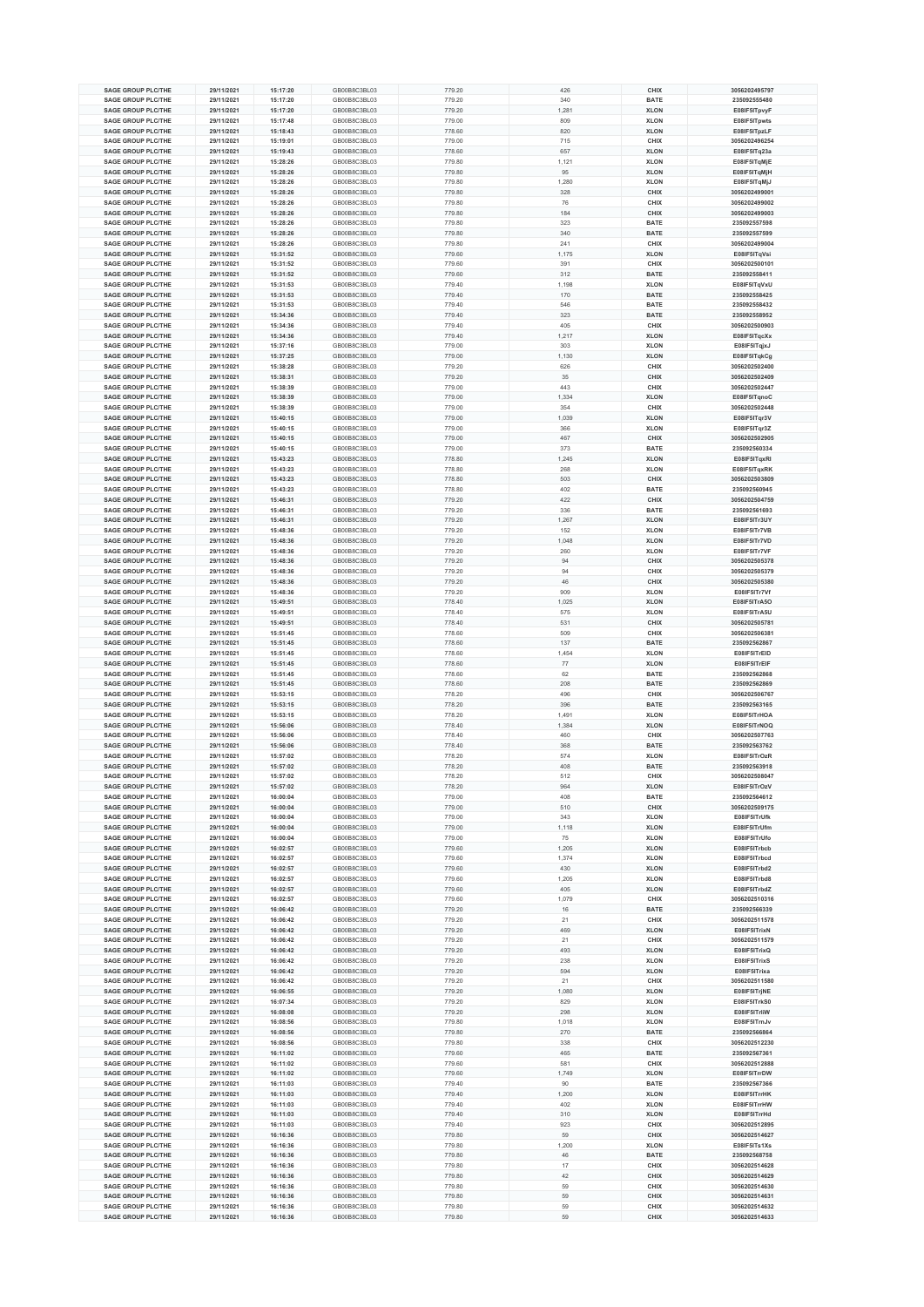| SAGE GROUP PLC/THE | 29/11/2021 | 15:17:20 | GB00B8C3BL03 | 779.20 | 426 | CHIX | 3056202495797 |
|---|---|---|---|---|---|---|---|
| SAGE GROUP PLC/THE | 29/11/2021 | 15:17:20 | GB00B8C3BL03 | 779.20 | 340 | BATE | 235092555480 |
| SAGE GROUP PLC/THE | 29/11/2021 | 15:17:20 | GB00B8C3BL03 | 779.20 | 1,281 | XLON | E08IF5ITpvyF |
| SAGE GROUP PLC/THE | 29/11/2021 | 15:17:48 | GB00B8C3BL03 | 779.00 | 809 | XLON | E08IF5ITpwts |
| SAGE GROUP PLC/THE | 29/11/2021 | 15:18:43 | GB00B8C3BL03 | 778.60 | 820 | XLON | E08IF5ITpzLF |
| SAGE GROUP PLC/THE | 29/11/2021 | 15:19:01 | GB00B8C3BL03 | 779.00 | 715 | CHIX | 3056202496254 |
| SAGE GROUP PLC/THE | 29/11/2021 | 15:19:43 | GB00B8C3BL03 | 778.60 | 657 | XLON | E08IF5ITq23a |
| SAGE GROUP PLC/THE | 29/11/2021 | 15:28:26 | GB00B8C3BL03 | 779.80 | 1,121 | XLON | E08IF5ITqMjE |
| SAGE GROUP PLC/THE | 29/11/2021 | 15:28:26 | GB00B8C3BL03 | 779.80 | 95 | XLON | E08IF5ITqMjH |
| SAGE GROUP PLC/THE | 29/11/2021 | 15:28:26 | GB00B8C3BL03 | 779.80 | 1,280 | XLON | E08IF5ITqMjJ |
| SAGE GROUP PLC/THE | 29/11/2021 | 15:28:26 | GB00B8C3BL03 | 779.80 | 328 | CHIX | 3056202499001 |
| SAGE GROUP PLC/THE | 29/11/2021 | 15:28:26 | GB00B8C3BL03 | 779.80 | 76 | CHIX | 3056202499002 |
| SAGE GROUP PLC/THE | 29/11/2021 | 15:28:26 | GB00B8C3BL03 | 779.80 | 184 | CHIX | 3056202499003 |
| SAGE GROUP PLC/THE | 29/11/2021 | 15:28:26 | GB00B8C3BL03 | 779.80 | 323 | BATE | 235092557598 |
| SAGE GROUP PLC/THE | 29/11/2021 | 15:28:26 | GB00B8C3BL03 | 779.80 | 340 | BATE | 235092557599 |
| SAGE GROUP PLC/THE | 29/11/2021 | 15:28:26 | GB00B8C3BL03 | 779.80 | 241 | CHIX | 3056202499004 |
| SAGE GROUP PLC/THE | 29/11/2021 | 15:31:52 | GB00B8C3BL03 | 779.60 | 1,175 | XLON | E08IF5ITqVsi |
| SAGE GROUP PLC/THE | 29/11/2021 | 15:31:52 | GB00B8C3BL03 | 779.60 | 391 | CHIX | 3056202500101 |
| SAGE GROUP PLC/THE | 29/11/2021 | 15:31:52 | GB00B8C3BL03 | 779.60 | 312 | BATE | 235092558411 |
| SAGE GROUP PLC/THE | 29/11/2021 | 15:31:53 | GB00B8C3BL03 | 779.40 | 1,198 | XLON | E08IF5ITqVxU |
| SAGE GROUP PLC/THE | 29/11/2021 | 15:31:53 | GB00B8C3BL03 | 779.40 | 170 | BATE | 235092558425 |
| SAGE GROUP PLC/THE | 29/11/2021 | 15:31:53 | GB00B8C3BL03 | 779.40 | 546 | BATE | 235092558432 |
| SAGE GROUP PLC/THE | 29/11/2021 | 15:34:36 | GB00B8C3BL03 | 779.40 | 323 | BATE | 235092558952 |
| SAGE GROUP PLC/THE | 29/11/2021 | 15:34:36 | GB00B8C3BL03 | 779.40 | 405 | CHIX | 3056202500903 |
| SAGE GROUP PLC/THE | 29/11/2021 | 15:34:36 | GB00B8C3BL03 | 779.40 | 1,217 | XLON | E08IF5ITqcXx |
| SAGE GROUP PLC/THE | 29/11/2021 | 15:37:16 | GB00B8C3BL03 | 779.00 | 303 | XLON | E08IF5ITqjxJ |
| SAGE GROUP PLC/THE | 29/11/2021 | 15:37:25 | GB00B8C3BL03 | 779.00 | 1,130 | XLON | E08IF5ITqkCg |
| SAGE GROUP PLC/THE | 29/11/2021 | 15:38:28 | GB00B8C3BL03 | 779.20 | 626 | CHIX | 3056202502400 |
| SAGE GROUP PLC/THE | 29/11/2021 | 15:38:31 | GB00B8C3BL03 | 779.20 | 35 | CHIX | 3056202502409 |
| SAGE GROUP PLC/THE | 29/11/2021 | 15:38:39 | GB00B8C3BL03 | 779.00 | 443 | CHIX | 3056202502447 |
| SAGE GROUP PLC/THE | 29/11/2021 | 15:38:39 | GB00B8C3BL03 | 779.00 | 1,334 | XLON | E08IF5ITqnoC |
| SAGE GROUP PLC/THE | 29/11/2021 | 15:38:39 | GB00B8C3BL03 | 779.00 | 354 | CHIX | 3056202502448 |
| SAGE GROUP PLC/THE | 29/11/2021 | 15:40:15 | GB00B8C3BL03 | 779.00 | 1,039 | XLON | E08IF5ITqr3V |
| SAGE GROUP PLC/THE | 29/11/2021 | 15:40:15 | GB00B8C3BL03 | 779.00 | 366 | XLON | E08IF5ITqr3Z |
| SAGE GROUP PLC/THE | 29/11/2021 | 15:40:15 | GB00B8C3BL03 | 779.00 | 467 | CHIX | 3056202502905 |
| SAGE GROUP PLC/THE | 29/11/2021 | 15:40:15 | GB00B8C3BL03 | 779.00 | 373 | BATE | 235092560334 |
| SAGE GROUP PLC/THE | 29/11/2021 | 15:43:23 | GB00B8C3BL03 | 778.80 | 1,245 | XLON | E08IF5ITqxRI |
| SAGE GROUP PLC/THE | 29/11/2021 | 15:43:23 | GB00B8C3BL03 | 778.80 | 268 | XLON | E08IF5ITqxRK |
| SAGE GROUP PLC/THE | 29/11/2021 | 15:43:23 | GB00B8C3BL03 | 778.80 | 503 | CHIX | 3056202503809 |
| SAGE GROUP PLC/THE | 29/11/2021 | 15:43:23 | GB00B8C3BL03 | 778.80 | 402 | BATE | 235092560945 |
| SAGE GROUP PLC/THE | 29/11/2021 | 15:46:31 | GB00B8C3BL03 | 779.20 | 422 | CHIX | 3056202504759 |
| SAGE GROUP PLC/THE | 29/11/2021 | 15:46:31 | GB00B8C3BL03 | 779.20 | 336 | BATE | 235092561693 |
| SAGE GROUP PLC/THE | 29/11/2021 | 15:46:31 | GB00B8C3BL03 | 779.20 | 1,267 | XLON | E08IF5ITr3UY |
| SAGE GROUP PLC/THE | 29/11/2021 | 15:48:36 | GB00B8C3BL03 | 779.20 | 152 | XLON | E08IF5ITr7VB |
| SAGE GROUP PLC/THE | 29/11/2021 | 15:48:36 | GB00B8C3BL03 | 779.20 | 1,048 | XLON | E08IF5ITr7VD |
| SAGE GROUP PLC/THE | 29/11/2021 | 15:48:36 | GB00B8C3BL03 | 779.20 | 260 | XLON | E08IF5ITr7VF |
| SAGE GROUP PLC/THE | 29/11/2021 | 15:48:36 | GB00B8C3BL03 | 779.20 | 94 | CHIX | 3056202505378 |
| SAGE GROUP PLC/THE | 29/11/2021 | 15:48:36 | GB00B8C3BL03 | 779.20 | 94 | CHIX | 3056202505379 |
| SAGE GROUP PLC/THE | 29/11/2021 | 15:48:36 | GB00B8C3BL03 | 779.20 | 46 | CHIX | 3056202505380 |
| SAGE GROUP PLC/THE | 29/11/2021 | 15:48:36 | GB00B8C3BL03 | 779.20 | 909 | XLON | E08IF5ITr7Vf |
| SAGE GROUP PLC/THE | 29/11/2021 | 15:49:51 | GB00B8C3BL03 | 778.40 | 1,025 | XLON | E08IF5ITrA5O |
| SAGE GROUP PLC/THE | 29/11/2021 | 15:49:51 | GB00B8C3BL03 | 778.40 | 575 | XLON | E08IF5ITrA5U |
| SAGE GROUP PLC/THE | 29/11/2021 | 15:49:51 | GB00B8C3BL03 | 778.40 | 531 | CHIX | 3056202505781 |
| SAGE GROUP PLC/THE | 29/11/2021 | 15:51:45 | GB00B8C3BL03 | 778.60 | 509 | CHIX | 3056202506381 |
| SAGE GROUP PLC/THE | 29/11/2021 | 15:51:45 | GB00B8C3BL03 | 778.60 | 137 | BATE | 235092562867 |
| SAGE GROUP PLC/THE | 29/11/2021 | 15:51:45 | GB00B8C3BL03 | 778.60 | 1,454 | XLON | E08IF5ITrEID |
| SAGE GROUP PLC/THE | 29/11/2021 | 15:51:45 | GB00B8C3BL03 | 778.60 | 77 | XLON | E08IF5ITrEIF |
| SAGE GROUP PLC/THE | 29/11/2021 | 15:51:45 | GB00B8C3BL03 | 778.60 | 62 | BATE | 235092562868 |
| SAGE GROUP PLC/THE | 29/11/2021 | 15:51:45 | GB00B8C3BL03 | 778.60 | 208 | BATE | 235092562869 |
| SAGE GROUP PLC/THE | 29/11/2021 | 15:53:15 | GB00B8C3BL03 | 778.20 | 496 | CHIX | 3056202506767 |
| SAGE GROUP PLC/THE | 29/11/2021 | 15:53:15 | GB00B8C3BL03 | 778.20 | 396 | BATE | 235092563165 |
| SAGE GROUP PLC/THE | 29/11/2021 | 15:53:15 | GB00B8C3BL03 | 778.20 | 1,491 | XLON | E08IF5ITrHOA |
| SAGE GROUP PLC/THE | 29/11/2021 | 15:56:06 | GB00B8C3BL03 | 778.40 | 1,384 | XLON | E08IF5ITrNOQ |
| SAGE GROUP PLC/THE | 29/11/2021 | 15:56:06 | GB00B8C3BL03 | 778.40 | 460 | CHIX | 3056202507763 |
| SAGE GROUP PLC/THE | 29/11/2021 | 15:56:06 | GB00B8C3BL03 | 778.40 | 368 | BATE | 235092563762 |
| SAGE GROUP PLC/THE | 29/11/2021 | 15:57:02 | GB00B8C3BL03 | 778.20 | 574 | XLON | E08IF5ITrOzR |
| SAGE GROUP PLC/THE | 29/11/2021 | 15:57:02 | GB00B8C3BL03 | 778.20 | 408 | BATE | 235092563918 |
| SAGE GROUP PLC/THE | 29/11/2021 | 15:57:02 | GB00B8C3BL03 | 778.20 | 512 | CHIX | 3056202508047 |
| SAGE GROUP PLC/THE | 29/11/2021 | 15:57:02 | GB00B8C3BL03 | 778.20 | 964 | XLON | E08IF5ITrOzV |
| SAGE GROUP PLC/THE | 29/11/2021 | 16:00:04 | GB00B8C3BL03 | 779.00 | 408 | BATE | 235092564612 |
| SAGE GROUP PLC/THE | 29/11/2021 | 16:00:04 | GB00B8C3BL03 | 779.00 | 510 | CHIX | 3056202509175 |
| SAGE GROUP PLC/THE | 29/11/2021 | 16:00:04 | GB00B8C3BL03 | 779.00 | 343 | XLON | E08IF5ITrUfk |
| SAGE GROUP PLC/THE | 29/11/2021 | 16:00:04 | GB00B8C3BL03 | 779.00 | 1,118 | XLON | E08IF5ITrUfm |
| SAGE GROUP PLC/THE | 29/11/2021 | 16:00:04 | GB00B8C3BL03 | 779.00 | 75 | XLON | E08IF5ITrUfo |
| SAGE GROUP PLC/THE | 29/11/2021 | 16:02:57 | GB00B8C3BL03 | 779.60 | 1,205 | XLON | E08IF5ITrbcb |
| SAGE GROUP PLC/THE | 29/11/2021 | 16:02:57 | GB00B8C3BL03 | 779.60 | 1,374 | XLON | E08IF5ITrbcd |
| SAGE GROUP PLC/THE | 29/11/2021 | 16:02:57 | GB00B8C3BL03 | 779.60 | 430 | XLON | E08IF5ITrbd2 |
| SAGE GROUP PLC/THE | 29/11/2021 | 16:02:57 | GB00B8C3BL03 | 779.60 | 1,205 | XLON | E08IF5ITrbd8 |
| SAGE GROUP PLC/THE | 29/11/2021 | 16:02:57 | GB00B8C3BL03 | 779.60 | 405 | XLON | E08IF5ITrbdZ |
| SAGE GROUP PLC/THE | 29/11/2021 | 16:02:57 | GB00B8C3BL03 | 779.60 | 1,079 | CHIX | 3056202510316 |
| SAGE GROUP PLC/THE | 29/11/2021 | 16:06:42 | GB00B8C3BL03 | 779.20 | 16 | BATE | 235092566339 |
| SAGE GROUP PLC/THE | 29/11/2021 | 16:06:42 | GB00B8C3BL03 | 779.20 | 21 | CHIX | 3056202511578 |
| SAGE GROUP PLC/THE | 29/11/2021 | 16:06:42 | GB00B8C3BL03 | 779.20 | 469 | XLON | E08IF5ITrixN |
| SAGE GROUP PLC/THE | 29/11/2021 | 16:06:42 | GB00B8C3BL03 | 779.20 | 21 | CHIX | 3056202511579 |
| SAGE GROUP PLC/THE | 29/11/2021 | 16:06:42 | GB00B8C3BL03 | 779.20 | 493 | XLON | E08IF5ITrixQ |
| SAGE GROUP PLC/THE | 29/11/2021 | 16:06:42 | GB00B8C3BL03 | 779.20 | 238 | XLON | E08IF5ITrixS |
| SAGE GROUP PLC/THE | 29/11/2021 | 16:06:42 | GB00B8C3BL03 | 779.20 | 594 | XLON | E08IF5ITrixa |
| SAGE GROUP PLC/THE | 29/11/2021 | 16:06:42 | GB00B8C3BL03 | 779.20 | 21 | CHIX | 3056202511580 |
| SAGE GROUP PLC/THE | 29/11/2021 | 16:06:55 | GB00B8C3BL03 | 779.20 | 1,080 | XLON | E08IF5ITrjNE |
| SAGE GROUP PLC/THE | 29/11/2021 | 16:07:34 | GB00B8C3BL03 | 779.20 | 829 | XLON | E08IF5ITrkS0 |
| SAGE GROUP PLC/THE | 29/11/2021 | 16:08:08 | GB00B8C3BL03 | 779.20 | 298 | XLON | E08IF5ITrliW |
| SAGE GROUP PLC/THE | 29/11/2021 | 16:08:56 | GB00B8C3BL03 | 779.80 | 1,018 | XLON | E08IF5ITrnJv |
| SAGE GROUP PLC/THE | 29/11/2021 | 16:08:56 | GB00B8C3BL03 | 779.80 | 270 | BATE | 235092566864 |
| SAGE GROUP PLC/THE | 29/11/2021 | 16:08:56 | GB00B8C3BL03 | 779.80 | 338 | CHIX | 3056202512230 |
| SAGE GROUP PLC/THE | 29/11/2021 | 16:11:02 | GB00B8C3BL03 | 779.60 | 465 | BATE | 235092567361 |
| SAGE GROUP PLC/THE | 29/11/2021 | 16:11:02 | GB00B8C3BL03 | 779.60 | 581 | CHIX | 3056202512888 |
| SAGE GROUP PLC/THE | 29/11/2021 | 16:11:02 | GB00B8C3BL03 | 779.60 | 1,749 | XLON | E08IF5ITrrDW |
| SAGE GROUP PLC/THE | 29/11/2021 | 16:11:03 | GB00B8C3BL03 | 779.40 | 90 | BATE | 235092567366 |
| SAGE GROUP PLC/THE | 29/11/2021 | 16:11:03 | GB00B8C3BL03 | 779.40 | 1,200 | XLON | E08IF5ITrrHK |
| SAGE GROUP PLC/THE | 29/11/2021 | 16:11:03 | GB00B8C3BL03 | 779.40 | 402 | XLON | E08IF5ITrrHW |
| SAGE GROUP PLC/THE | 29/11/2021 | 16:11:03 | GB00B8C3BL03 | 779.40 | 310 | XLON | E08IF5ITrrHd |
| SAGE GROUP PLC/THE | 29/11/2021 | 16:11:03 | GB00B8C3BL03 | 779.40 | 923 | CHIX | 3056202512895 |
| SAGE GROUP PLC/THE | 29/11/2021 | 16:16:36 | GB00B8C3BL03 | 779.80 | 59 | CHIX | 3056202514627 |
| SAGE GROUP PLC/THE | 29/11/2021 | 16:16:36 | GB00B8C3BL03 | 779.80 | 1,200 | XLON | E08IF5ITs1Xs |
| SAGE GROUP PLC/THE | 29/11/2021 | 16:16:36 | GB00B8C3BL03 | 779.80 | 46 | BATE | 235092568758 |
| SAGE GROUP PLC/THE | 29/11/2021 | 16:16:36 | GB00B8C3BL03 | 779.80 | 17 | CHIX | 3056202514628 |
| SAGE GROUP PLC/THE | 29/11/2021 | 16:16:36 | GB00B8C3BL03 | 779.80 | 42 | CHIX | 3056202514629 |
| SAGE GROUP PLC/THE | 29/11/2021 | 16:16:36 | GB00B8C3BL03 | 779.80 | 59 | CHIX | 3056202514630 |
| SAGE GROUP PLC/THE | 29/11/2021 | 16:16:36 | GB00B8C3BL03 | 779.80 | 59 | CHIX | 3056202514631 |
| SAGE GROUP PLC/THE | 29/11/2021 | 16:16:36 | GB00B8C3BL03 | 779.80 | 59 | CHIX | 3056202514632 |
| SAGE GROUP PLC/THE | 29/11/2021 | 16:16:36 | GB00B8C3BL03 | 779.80 | 59 | CHIX | 3056202514633 |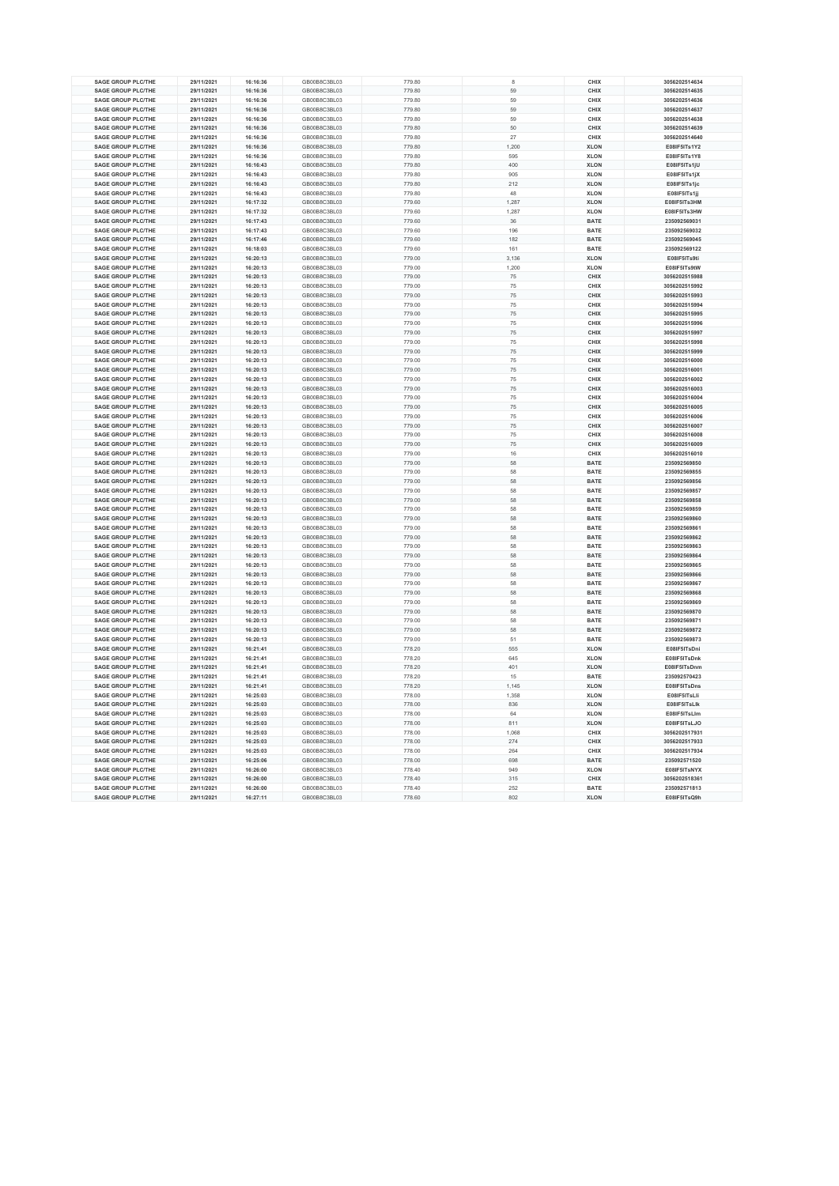| | | | | | | |
|---|---|---|---|---|---|---|
| SAGE GROUP PLC/THE | 29/11/2021 | 16:16:36 | GB00B8C3BL03 | 779.80 | 8 | CHIX | 3056202514634 |
| SAGE GROUP PLC/THE | 29/11/2021 | 16:16:36 | GB00B8C3BL03 | 779.80 | 59 | CHIX | 3056202514635 |
| SAGE GROUP PLC/THE | 29/11/2021 | 16:16:36 | GB00B8C3BL03 | 779.80 | 59 | CHIX | 3056202514636 |
| SAGE GROUP PLC/THE | 29/11/2021 | 16:16:36 | GB00B8C3BL03 | 779.80 | 59 | CHIX | 3056202514637 |
| SAGE GROUP PLC/THE | 29/11/2021 | 16:16:36 | GB00B8C3BL03 | 779.80 | 59 | CHIX | 3056202514638 |
| SAGE GROUP PLC/THE | 29/11/2021 | 16:16:36 | GB00B8C3BL03 | 779.80 | 50 | CHIX | 3056202514639 |
| SAGE GROUP PLC/THE | 29/11/2021 | 16:16:36 | GB00B8C3BL03 | 779.80 | 27 | CHIX | 3056202514640 |
| SAGE GROUP PLC/THE | 29/11/2021 | 16:16:36 | GB00B8C3BL03 | 779.80 | 1,200 | XLON | E08IF5ITs1Y2 |
| SAGE GROUP PLC/THE | 29/11/2021 | 16:16:36 | GB00B8C3BL03 | 779.80 | 595 | XLON | E08IF5ITs1Y8 |
| SAGE GROUP PLC/THE | 29/11/2021 | 16:16:43 | GB00B8C3BL03 | 779.80 | 400 | XLON | E08IF5ITs1jU |
| SAGE GROUP PLC/THE | 29/11/2021 | 16:16:43 | GB00B8C3BL03 | 779.80 | 905 | XLON | E08IF5ITs1jX |
| SAGE GROUP PLC/THE | 29/11/2021 | 16:16:43 | GB00B8C3BL03 | 779.80 | 212 | XLON | E08IF5ITs1jc |
| SAGE GROUP PLC/THE | 29/11/2021 | 16:16:43 | GB00B8C3BL03 | 779.80 | 48 | XLON | E08IF5ITs1jj |
| SAGE GROUP PLC/THE | 29/11/2021 | 16:17:32 | GB00B8C3BL03 | 779.60 | 1,287 | XLON | E08IF5ITs3HM |
| SAGE GROUP PLC/THE | 29/11/2021 | 16:17:32 | GB00B8C3BL03 | 779.60 | 1,287 | XLON | E08IF5ITs3HW |
| SAGE GROUP PLC/THE | 29/11/2021 | 16:17:43 | GB00B8C3BL03 | 779.60 | 36 | BATE | 235092569031 |
| SAGE GROUP PLC/THE | 29/11/2021 | 16:17:43 | GB00B8C3BL03 | 779.60 | 196 | BATE | 235092569032 |
| SAGE GROUP PLC/THE | 29/11/2021 | 16:17:46 | GB00B8C3BL03 | 779.60 | 182 | BATE | 235092569045 |
| SAGE GROUP PLC/THE | 29/11/2021 | 16:18:03 | GB00B8C3BL03 | 779.60 | 161 | BATE | 235092569122 |
| SAGE GROUP PLC/THE | 29/11/2021 | 16:20:13 | GB00B8C3BL03 | 779.00 | 3,136 | XLON | E08IF5ITs9ti |
| SAGE GROUP PLC/THE | 29/11/2021 | 16:20:13 | GB00B8C3BL03 | 779.00 | 1,200 | XLON | E08IF5ITs9tW |
| SAGE GROUP PLC/THE | 29/11/2021 | 16:20:13 | GB00B8C3BL03 | 779.00 | 75 | CHIX | 3056202515988 |
| SAGE GROUP PLC/THE | 29/11/2021 | 16:20:13 | GB00B8C3BL03 | 779.00 | 75 | CHIX | 3056202515992 |
| SAGE GROUP PLC/THE | 29/11/2021 | 16:20:13 | GB00B8C3BL03 | 779.00 | 75 | CHIX | 3056202515993 |
| SAGE GROUP PLC/THE | 29/11/2021 | 16:20:13 | GB00B8C3BL03 | 779.00 | 75 | CHIX | 3056202515994 |
| SAGE GROUP PLC/THE | 29/11/2021 | 16:20:13 | GB00B8C3BL03 | 779.00 | 75 | CHIX | 3056202515995 |
| SAGE GROUP PLC/THE | 29/11/2021 | 16:20:13 | GB00B8C3BL03 | 779.00 | 75 | CHIX | 3056202515996 |
| SAGE GROUP PLC/THE | 29/11/2021 | 16:20:13 | GB00B8C3BL03 | 779.00 | 75 | CHIX | 3056202515997 |
| SAGE GROUP PLC/THE | 29/11/2021 | 16:20:13 | GB00B8C3BL03 | 779.00 | 75 | CHIX | 3056202515998 |
| SAGE GROUP PLC/THE | 29/11/2021 | 16:20:13 | GB00B8C3BL03 | 779.00 | 75 | CHIX | 3056202515999 |
| SAGE GROUP PLC/THE | 29/11/2021 | 16:20:13 | GB00B8C3BL03 | 779.00 | 75 | CHIX | 3056202516000 |
| SAGE GROUP PLC/THE | 29/11/2021 | 16:20:13 | GB00B8C3BL03 | 779.00 | 75 | CHIX | 3056202516001 |
| SAGE GROUP PLC/THE | 29/11/2021 | 16:20:13 | GB00B8C3BL03 | 779.00 | 75 | CHIX | 3056202516002 |
| SAGE GROUP PLC/THE | 29/11/2021 | 16:20:13 | GB00B8C3BL03 | 779.00 | 75 | CHIX | 3056202516003 |
| SAGE GROUP PLC/THE | 29/11/2021 | 16:20:13 | GB00B8C3BL03 | 779.00 | 75 | CHIX | 3056202516004 |
| SAGE GROUP PLC/THE | 29/11/2021 | 16:20:13 | GB00B8C3BL03 | 779.00 | 75 | CHIX | 3056202516005 |
| SAGE GROUP PLC/THE | 29/11/2021 | 16:20:13 | GB00B8C3BL03 | 779.00 | 75 | CHIX | 3056202516006 |
| SAGE GROUP PLC/THE | 29/11/2021 | 16:20:13 | GB00B8C3BL03 | 779.00 | 75 | CHIX | 3056202516007 |
| SAGE GROUP PLC/THE | 29/11/2021 | 16:20:13 | GB00B8C3BL03 | 779.00 | 75 | CHIX | 3056202516008 |
| SAGE GROUP PLC/THE | 29/11/2021 | 16:20:13 | GB00B8C3BL03 | 779.00 | 75 | CHIX | 3056202516009 |
| SAGE GROUP PLC/THE | 29/11/2021 | 16:20:13 | GB00B8C3BL03 | 779.00 | 16 | CHIX | 3056202516010 |
| SAGE GROUP PLC/THE | 29/11/2021 | 16:20:13 | GB00B8C3BL03 | 779.00 | 58 | BATE | 235092569850 |
| SAGE GROUP PLC/THE | 29/11/2021 | 16:20:13 | GB00B8C3BL03 | 779.00 | 58 | BATE | 235092569855 |
| SAGE GROUP PLC/THE | 29/11/2021 | 16:20:13 | GB00B8C3BL03 | 779.00 | 58 | BATE | 235092569856 |
| SAGE GROUP PLC/THE | 29/11/2021 | 16:20:13 | GB00B8C3BL03 | 779.00 | 58 | BATE | 235092569857 |
| SAGE GROUP PLC/THE | 29/11/2021 | 16:20:13 | GB00B8C3BL03 | 779.00 | 58 | BATE | 235092569858 |
| SAGE GROUP PLC/THE | 29/11/2021 | 16:20:13 | GB00B8C3BL03 | 779.00 | 58 | BATE | 235092569859 |
| SAGE GROUP PLC/THE | 29/11/2021 | 16:20:13 | GB00B8C3BL03 | 779.00 | 58 | BATE | 235092569860 |
| SAGE GROUP PLC/THE | 29/11/2021 | 16:20:13 | GB00B8C3BL03 | 779.00 | 58 | BATE | 235092569861 |
| SAGE GROUP PLC/THE | 29/11/2021 | 16:20:13 | GB00B8C3BL03 | 779.00 | 58 | BATE | 235092569862 |
| SAGE GROUP PLC/THE | 29/11/2021 | 16:20:13 | GB00B8C3BL03 | 779.00 | 58 | BATE | 235092569863 |
| SAGE GROUP PLC/THE | 29/11/2021 | 16:20:13 | GB00B8C3BL03 | 779.00 | 58 | BATE | 235092569864 |
| SAGE GROUP PLC/THE | 29/11/2021 | 16:20:13 | GB00B8C3BL03 | 779.00 | 58 | BATE | 235092569865 |
| SAGE GROUP PLC/THE | 29/11/2021 | 16:20:13 | GB00B8C3BL03 | 779.00 | 58 | BATE | 235092569866 |
| SAGE GROUP PLC/THE | 29/11/2021 | 16:20:13 | GB00B8C3BL03 | 779.00 | 58 | BATE | 235092569867 |
| SAGE GROUP PLC/THE | 29/11/2021 | 16:20:13 | GB00B8C3BL03 | 779.00 | 58 | BATE | 235092569868 |
| SAGE GROUP PLC/THE | 29/11/2021 | 16:20:13 | GB00B8C3BL03 | 779.00 | 58 | BATE | 235092569869 |
| SAGE GROUP PLC/THE | 29/11/2021 | 16:20:13 | GB00B8C3BL03 | 779.00 | 58 | BATE | 235092569870 |
| SAGE GROUP PLC/THE | 29/11/2021 | 16:20:13 | GB00B8C3BL03 | 779.00 | 58 | BATE | 235092569871 |
| SAGE GROUP PLC/THE | 29/11/2021 | 16:20:13 | GB00B8C3BL03 | 779.00 | 58 | BATE | 235092569872 |
| SAGE GROUP PLC/THE | 29/11/2021 | 16:20:13 | GB00B8C3BL03 | 779.00 | 51 | BATE | 235092569873 |
| SAGE GROUP PLC/THE | 29/11/2021 | 16:21:41 | GB00B8C3BL03 | 778.20 | 555 | XLON | E08IF5ITsDni |
| SAGE GROUP PLC/THE | 29/11/2021 | 16:21:41 | GB00B8C3BL03 | 778.20 | 645 | XLON | E08IF5ITsDnk |
| SAGE GROUP PLC/THE | 29/11/2021 | 16:21:41 | GB00B8C3BL03 | 778.20 | 401 | XLON | E08IF5ITsDnm |
| SAGE GROUP PLC/THE | 29/11/2021 | 16:21:41 | GB00B8C3BL03 | 778.20 | 15 | BATE | 235092570423 |
| SAGE GROUP PLC/THE | 29/11/2021 | 16:21:41 | GB00B8C3BL03 | 778.20 | 1,145 | XLON | E08IF5ITsDns |
| SAGE GROUP PLC/THE | 29/11/2021 | 16:25:03 | GB00B8C3BL03 | 778.00 | 1,358 | XLON | E08IF5ITsLIi |
| SAGE GROUP PLC/THE | 29/11/2021 | 16:25:03 | GB00B8C3BL03 | 778.00 | 836 | XLON | E08IF5ITsLIk |
| SAGE GROUP PLC/THE | 29/11/2021 | 16:25:03 | GB00B8C3BL03 | 778.00 | 64 | XLON | E08IF5ITsLIm |
| SAGE GROUP PLC/THE | 29/11/2021 | 16:25:03 | GB00B8C3BL03 | 778.00 | 811 | XLON | E08IF5ITsLJO |
| SAGE GROUP PLC/THE | 29/11/2021 | 16:25:03 | GB00B8C3BL03 | 778.00 | 1,068 | CHIX | 3056202517931 |
| SAGE GROUP PLC/THE | 29/11/2021 | 16:25:03 | GB00B8C3BL03 | 778.00 | 274 | CHIX | 3056202517933 |
| SAGE GROUP PLC/THE | 29/11/2021 | 16:25:03 | GB00B8C3BL03 | 778.00 | 264 | CHIX | 3056202517934 |
| SAGE GROUP PLC/THE | 29/11/2021 | 16:25:06 | GB00B8C3BL03 | 778.00 | 698 | BATE | 235092571520 |
| SAGE GROUP PLC/THE | 29/11/2021 | 16:26:00 | GB00B8C3BL03 | 778.40 | 949 | XLON | E08IF5ITsNYX |
| SAGE GROUP PLC/THE | 29/11/2021 | 16:26:00 | GB00B8C3BL03 | 778.40 | 315 | CHIX | 3056202518361 |
| SAGE GROUP PLC/THE | 29/11/2021 | 16:26:00 | GB00B8C3BL03 | 778.40 | 252 | BATE | 235092571813 |
| SAGE GROUP PLC/THE | 29/11/2021 | 16:27:11 | GB00B8C3BL03 | 778.60 | 802 | XLON | E08IF5ITsQ0h |